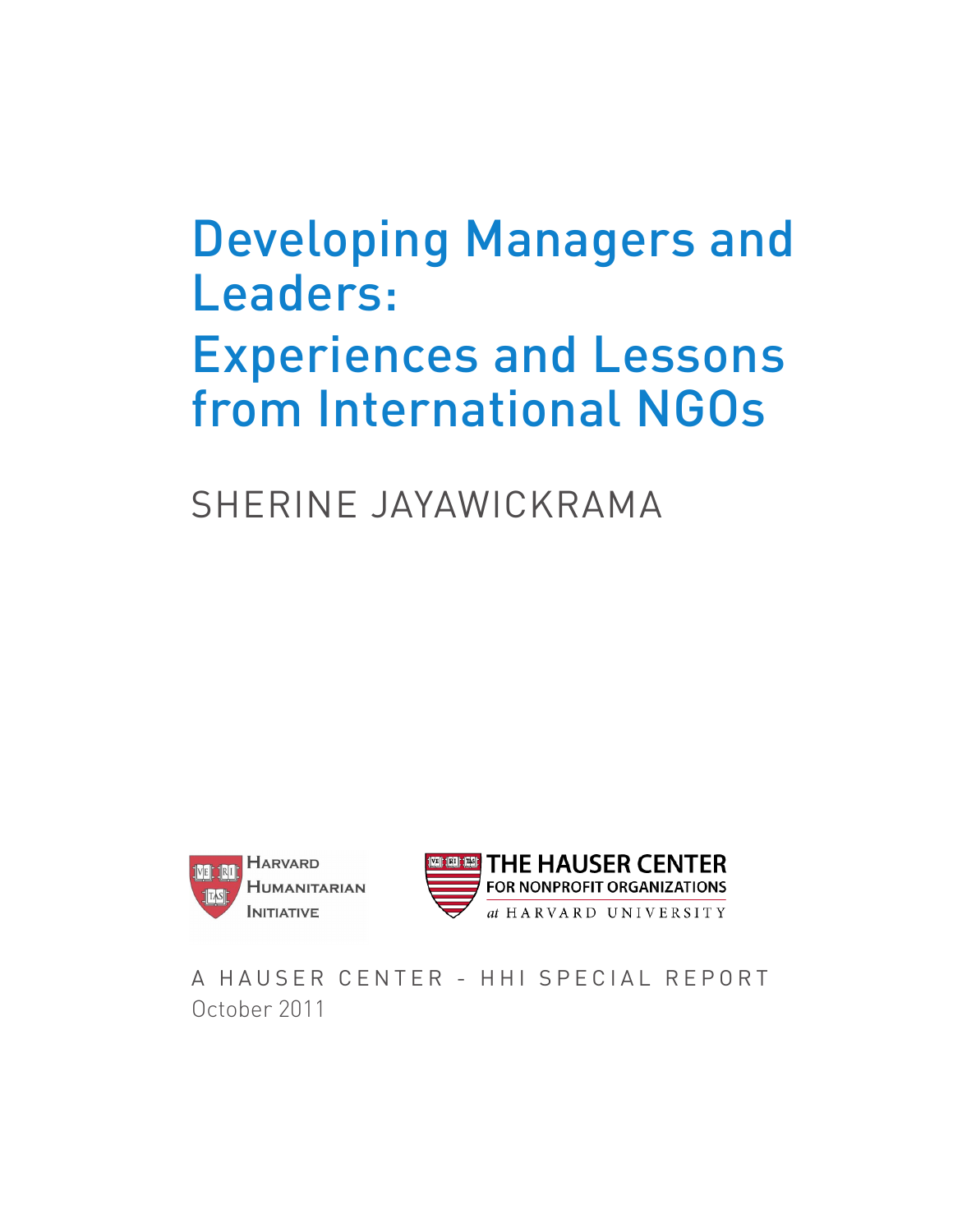# Developing Managers and Leaders: Experiences and Lessons from International NGOs

SHERINE JAYAWICKRAMA

Harvard Humanitarian Initiative

The Hauser Center for Nonprofit Organizations at Harvard University

A HAUSER CENTER - HHI SPECIAL REPORT

October 2011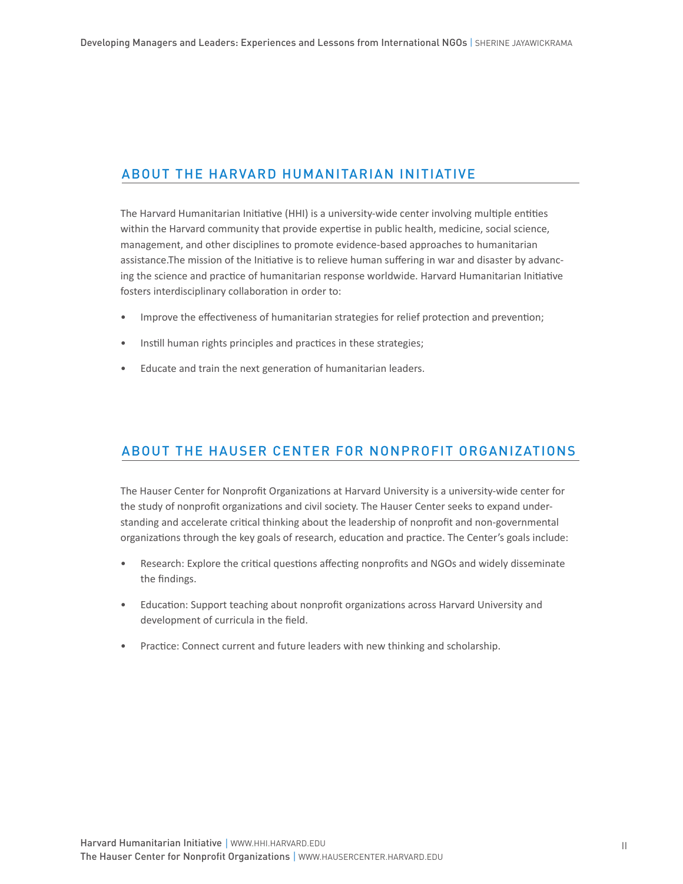## ABOUT THE HARVARD HUMANITARIAN INITIATIVE

The Harvard Humanitarian Initiative (HHI) is a university-wide center involving multiple entities within the Harvard community that provide expertise in public health, medicine, social science, management, and other disciplines to promote evidence-based approaches to humanitarian assistance.The mission of the Initiative is to relieve human suffering in war and disaster by advancing the science and practice of humanitarian response worldwide. Harvard Humanitarian Initiative fosters interdisciplinary collaboration in order to:

- Improve the effectiveness of humanitarian strategies for relief protection and prevention;
- Instill human rights principles and practices in these strategies;
- Educate and train the next generation of humanitarian leaders.

## ABOUT THE HAUSER CENTER FOR NONPROFIT ORGANIZATIONS

The Hauser Center for Nonprofit Organizations at Harvard University is a university-wide center for the study of nonprofit organizations and civil society. The Hauser Center seeks to expand understanding and accelerate critical thinking about the leadership of nonprofit and non-governmental organizations through the key goals of research, education and practice. The Center's goals include:

- Research: Explore the critical questions affecting nonprofits and NGOs and widely disseminate the findings.
- Education: Support teaching about nonprofit organizations across Harvard University and development of curricula in the field.
- Practice: Connect current and future leaders with new thinking and scholarship.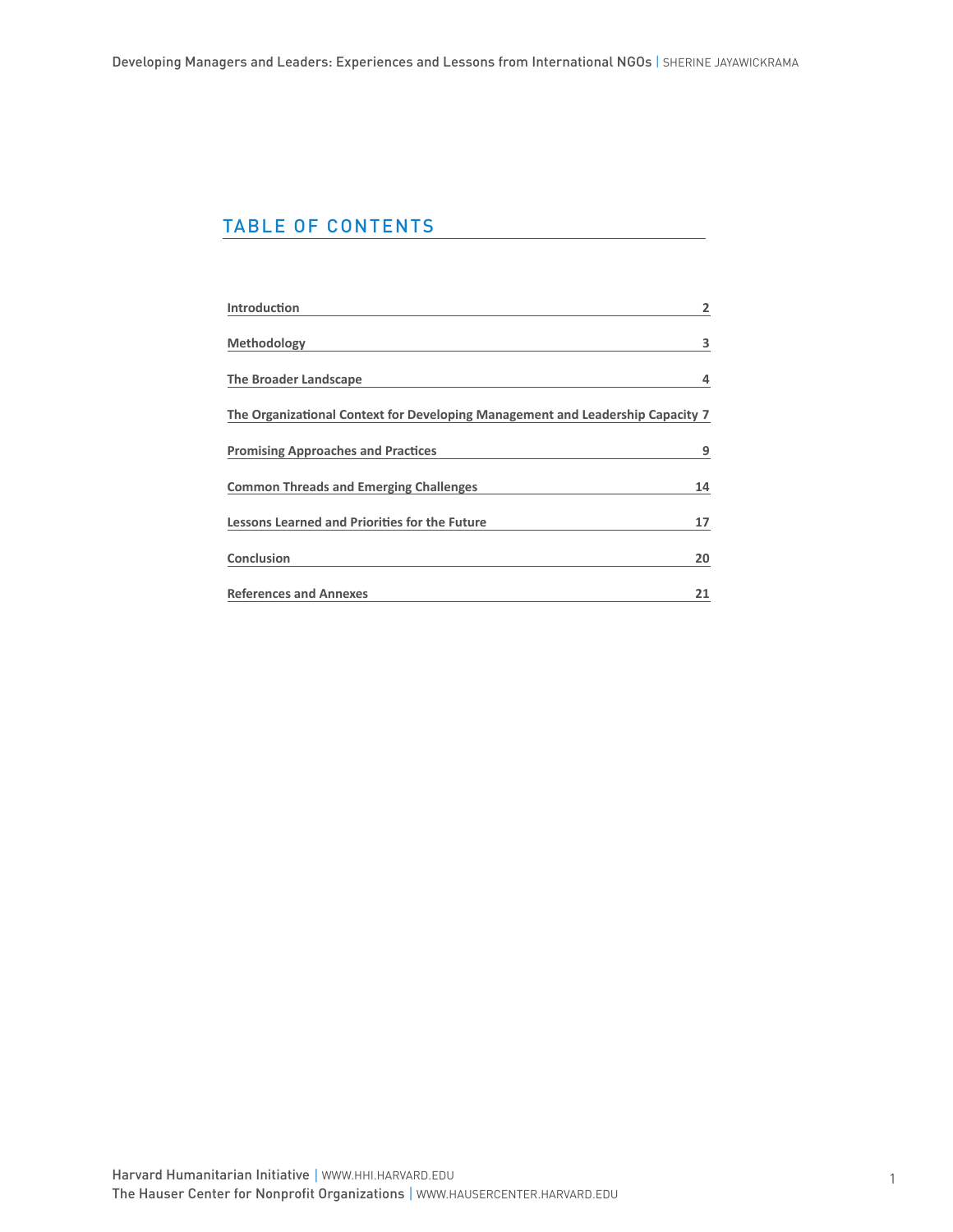## TABLE OF CONTENTS

| | |
|---|---|
| **Introduction** | **2** |
| **Methodology** | **3** |
| **The Broader Landscape** | **4** |
| **The Organizational Context for Developing Management and Leadership Capacity** | **7** |
| **Promising Approaches and Practices** | **9** |
| **Common Threads and Emerging Challenges** | **14** |
| **Lessons Learned and Priorities for the Future** | **17** |
| **Conclusion** | **20** |
| **References and Annexes** | **21** |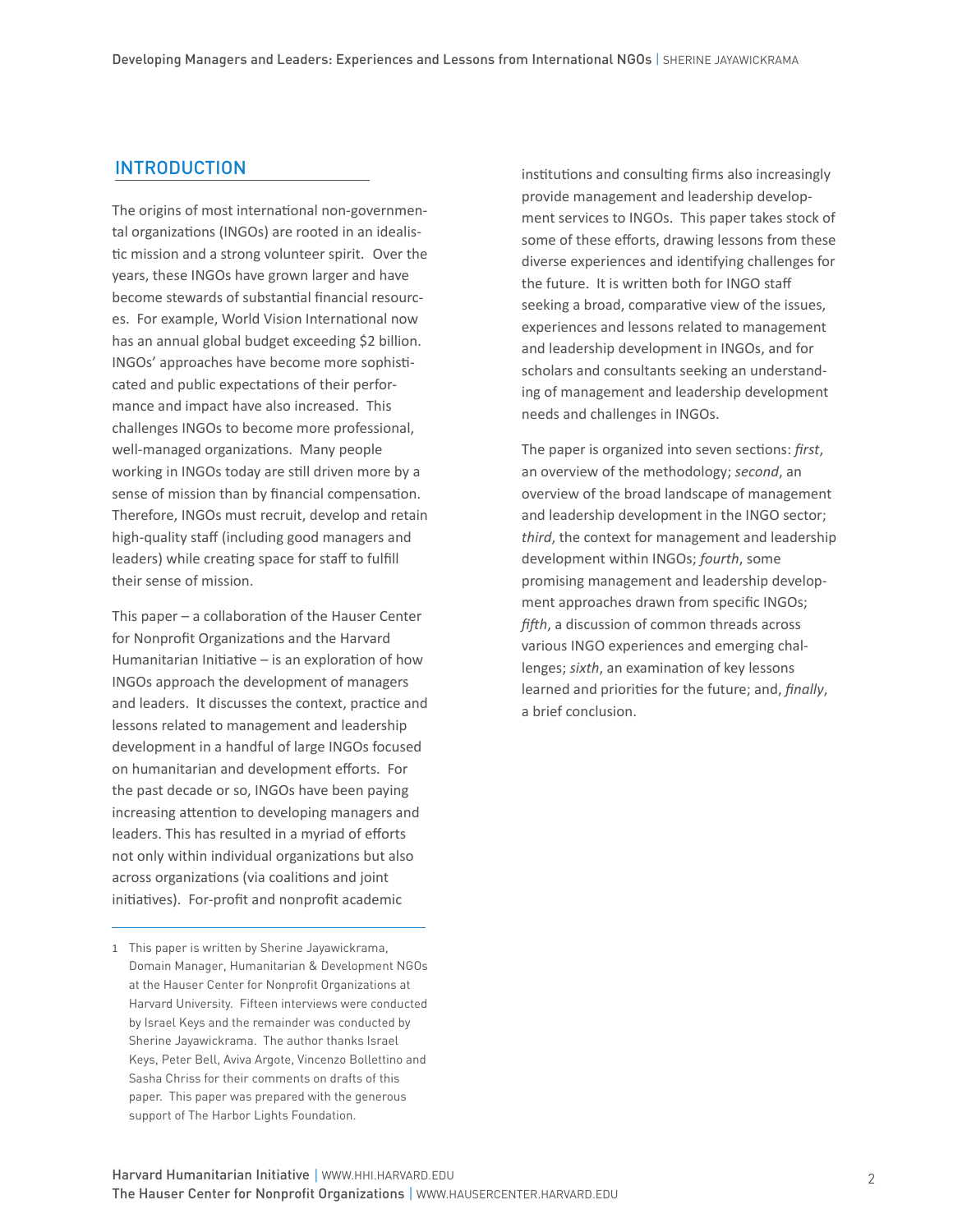## INTRODUCTION

The origins of most international non-governmental organizations (INGOs) are rooted in an idealistic mission and a strong volunteer spirit. Over the years, these INGOs have grown larger and have become stewards of substantial financial resources. For example, World Vision International now has an annual global budget exceeding $2 billion. INGOs' approaches have become more sophisticated and public expectations of their performance and impact have also increased. This challenges INGOs to become more professional, well-managed organizations. Many people working in INGOs today are still driven more by a sense of mission than by financial compensation. Therefore, INGOs must recruit, develop and retain high-quality staff (including good managers and leaders) while creating space for staff to fulfill their sense of mission.

This paper – a collaboration of the Hauser Center for Nonprofit Organizations and the Harvard Humanitarian Initiative – is an exploration of how INGOs approach the development of managers and leaders. It discusses the context, practice and lessons related to management and leadership development in a handful of large INGOs focused on humanitarian and development efforts. For the past decade or so, INGOs have been paying increasing attention to developing managers and leaders. This has resulted in a myriad of efforts not only within individual organizations but also across organizations (via coalitions and joint initiatives). For-profit and nonprofit academic institutions and consulting firms also increasingly provide management and leadership development services to INGOs. This paper takes stock of some of these efforts, drawing lessons from these diverse experiences and identifying challenges for the future. It is written both for INGO staff seeking a broad, comparative view of the issues, experiences and lessons related to management and leadership development in INGOs, and for scholars and consultants seeking an understanding of management and leadership development needs and challenges in INGOs.

The paper is organized into seven sections: *first*, an overview of the methodology; *second*, an overview of the broad landscape of management and leadership development in the INGO sector; *third*, the context for management and leadership development within INGOs; *fourth*, some promising management and leadership development approaches drawn from specific INGOs; *fifth*, a discussion of common threads across various INGO experiences and emerging challenges; *sixth*, an examination of key lessons learned and priorities for the future; and, *finally*, a brief conclusion.

---

1 This paper is written by Sherine Jayawickrama, Domain Manager, Humanitarian & Development NGOs at the Hauser Center for Nonprofit Organizations at Harvard University. Fifteen interviews were conducted by Israel Keys and the remainder was conducted by Sherine Jayawickrama. The author thanks Israel Keys, Peter Bell, Aviva Argote, Vincenzo Bollettino and Sasha Chriss for their comments on drafts of this paper. This paper was prepared with the generous support of The Harbor Lights Foundation.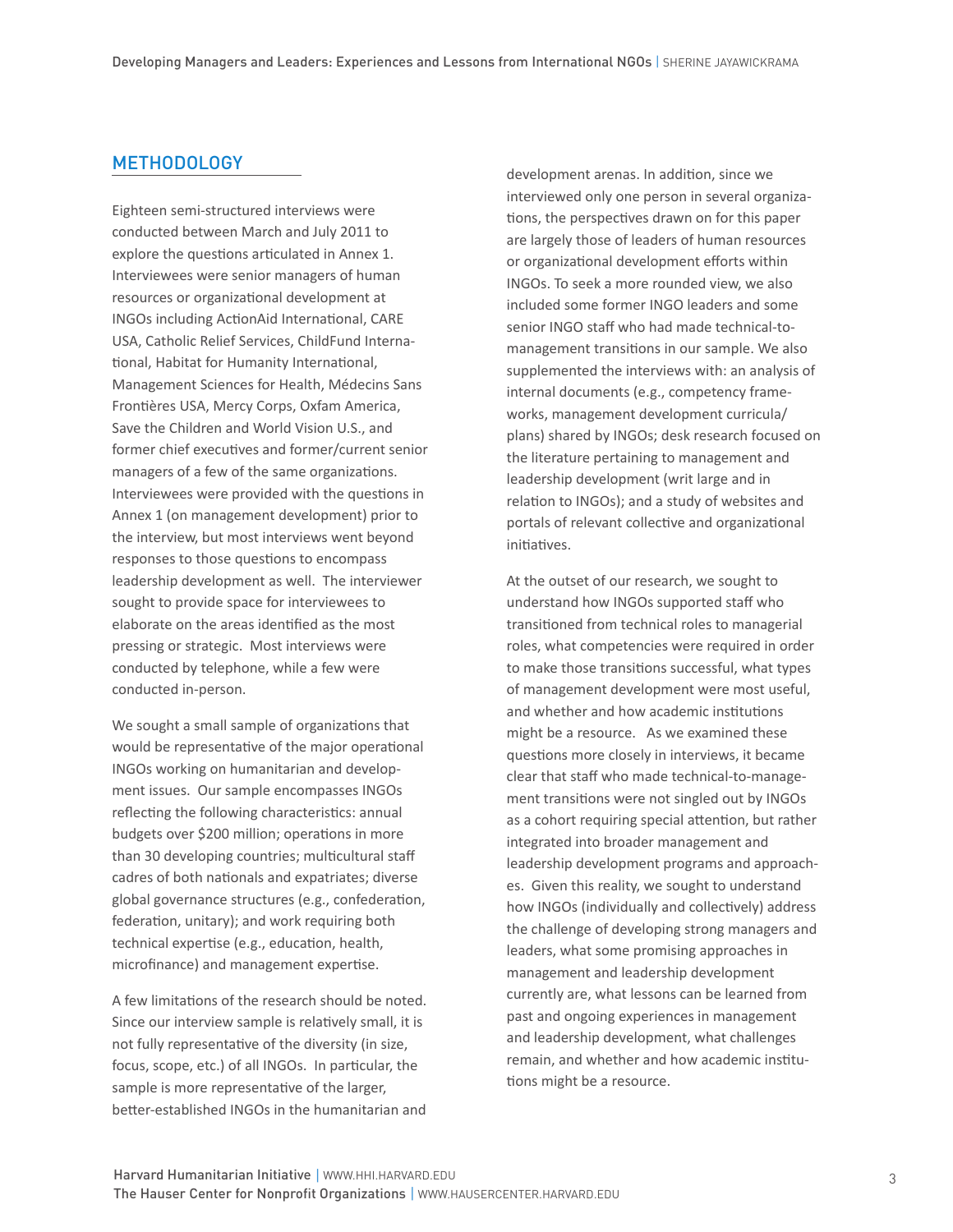## METHODOLOGY

Eighteen semi-structured interviews were conducted between March and July 2011 to explore the questions articulated in Annex 1. Interviewees were senior managers of human resources or organizational development at INGOs including ActionAid International, CARE USA, Catholic Relief Services, ChildFund International, Habitat for Humanity International, Management Sciences for Health, Médecins Sans Frontières USA, Mercy Corps, Oxfam America, Save the Children and World Vision U.S., and former chief executives and former/current senior managers of a few of the same organizations. Interviewees were provided with the questions in Annex 1 (on management development) prior to the interview, but most interviews went beyond responses to those questions to encompass leadership development as well. The interviewer sought to provide space for interviewees to elaborate on the areas identified as the most pressing or strategic. Most interviews were conducted by telephone, while a few were conducted in-person.

We sought a small sample of organizations that would be representative of the major operational INGOs working on humanitarian and development issues. Our sample encompasses INGOs reflecting the following characteristics: annual budgets over $200 million; operations in more than 30 developing countries; multicultural staff cadres of both nationals and expatriates; diverse global governance structures (e.g., confederation, federation, unitary); and work requiring both technical expertise (e.g., education, health, microfinance) and management expertise.

A few limitations of the research should be noted. Since our interview sample is relatively small, it is not fully representative of the diversity (in size, focus, scope, etc.) of all INGOs. In particular, the sample is more representative of the larger, better-established INGOs in the humanitarian and development arenas. In addition, since we interviewed only one person in several organizations, the perspectives drawn on for this paper are largely those of leaders of human resources or organizational development efforts within INGOs. To seek a more rounded view, we also included some former INGO leaders and some senior INGO staff who had made technical-to-management transitions in our sample. We also supplemented the interviews with: an analysis of internal documents (e.g., competency frameworks, management development curricula/plans) shared by INGOs; desk research focused on the literature pertaining to management and leadership development (writ large and in relation to INGOs); and a study of websites and portals of relevant collective and organizational initiatives.

At the outset of our research, we sought to understand how INGOs supported staff who transitioned from technical roles to managerial roles, what competencies were required in order to make those transitions successful, what types of management development were most useful, and whether and how academic institutions might be a resource. As we examined these questions more closely in interviews, it became clear that staff who made technical-to-management transitions were not singled out by INGOs as a cohort requiring special attention, but rather integrated into broader management and leadership development programs and approaches. Given this reality, we sought to understand how INGOs (individually and collectively) address the challenge of developing strong managers and leaders, what some promising approaches in management and leadership development currently are, what lessons can be learned from past and ongoing experiences in management and leadership development, what challenges remain, and whether and how academic institutions might be a resource.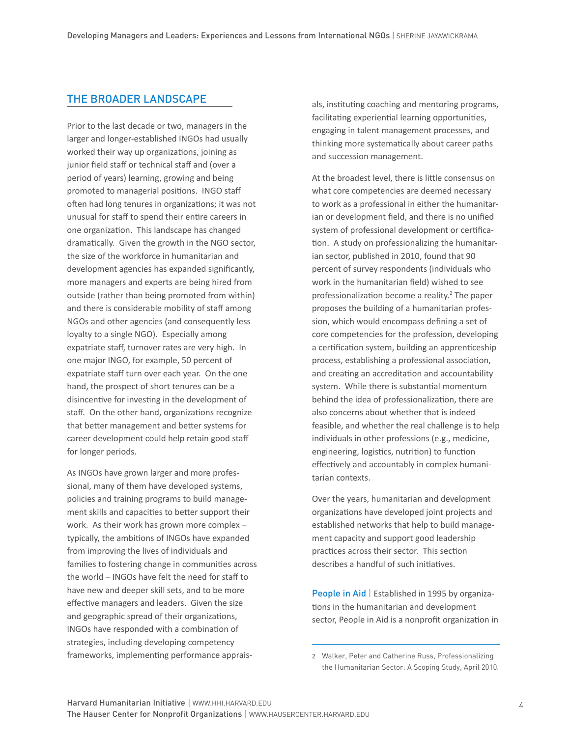## THE BROADER LANDSCAPE

Prior to the last decade or two, managers in the larger and longer-established INGOs had usually worked their way up organizations, joining as junior field staff or technical staff and (over a period of years) learning, growing and being promoted to managerial positions. INGO staff often had long tenures in organizations; it was not unusual for staff to spend their entire careers in one organization. This landscape has changed dramatically. Given the growth in the NGO sector, the size of the workforce in humanitarian and development agencies has expanded significantly, more managers and experts are being hired from outside (rather than being promoted from within) and there is considerable mobility of staff among NGOs and other agencies (and consequently less loyalty to a single NGO). Especially among expatriate staff, turnover rates are very high. In one major INGO, for example, 50 percent of expatriate staff turn over each year. On the one hand, the prospect of short tenures can be a disincentive for investing in the development of staff. On the other hand, organizations recognize that better management and better systems for career development could help retain good staff for longer periods.

As INGOs have grown larger and more professional, many of them have developed systems, policies and training programs to build management skills and capacities to better support their work. As their work has grown more complex – typically, the ambitions of INGOs have expanded from improving the lives of individuals and families to fostering change in communities across the world – INGOs have felt the need for staff to have new and deeper skill sets, and to be more effective managers and leaders. Given the size and geographic spread of their organizations, INGOs have responded with a combination of strategies, including developing competency frameworks, implementing performance appraisals, instituting coaching and mentoring programs, facilitating experiential learning opportunities, engaging in talent management processes, and thinking more systematically about career paths and succession management.

At the broadest level, there is little consensus on what core competencies are deemed necessary to work as a professional in either the humanitarian or development field, and there is no unified system of professional development or certification. A study on professionalizing the humanitarian sector, published in 2010, found that 90 percent of survey respondents (individuals who work in the humanitarian field) wished to see professionalization become a reality.[2] The paper proposes the building of a humanitarian profession, which would encompass defining a set of core competencies for the profession, developing a certification system, building an apprenticeship process, establishing a professional association, and creating an accreditation and accountability system. While there is substantial momentum behind the idea of professionalization, there are also concerns about whether that is indeed feasible, and whether the real challenge is to help individuals in other professions (e.g., medicine, engineering, logistics, nutrition) to function effectively and accountably in complex humanitarian contexts.

Over the years, humanitarian and development organizations have developed joint projects and established networks that help to build management capacity and support good leadership practices across their sector. This section describes a handful of such initiatives.

**People in Aid** | Established in 1995 by organizations in the humanitarian and development sector, People in Aid is a nonprofit organization in

---

2 Walker, Peter and Catherine Russ, Professionalizing the Humanitarian Sector: A Scoping Study, April 2010.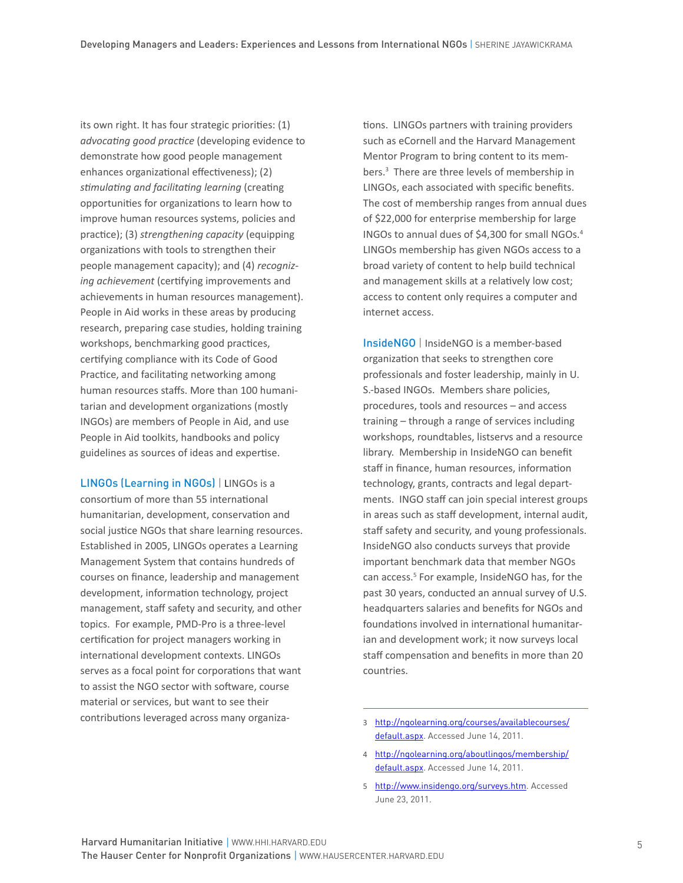its own right. It has four strategic priorities: (1) *advocating good practice* (developing evidence to demonstrate how good people management enhances organizational effectiveness); (2) *stimulating and facilitating learning* (creating opportunities for organizations to learn how to improve human resources systems, policies and practice); (3) *strengthening capacity* (equipping organizations with tools to strengthen their people management capacity); and (4) *recognizing achievement* (certifying improvements and achievements in human resources management). People in Aid works in these areas by producing research, preparing case studies, holding training workshops, benchmarking good practices, certifying compliance with its Code of Good Practice, and facilitating networking among human resources staffs. More than 100 humanitarian and development organizations (mostly INGOs) are members of People in Aid, and use People in Aid toolkits, handbooks and policy guidelines as sources of ideas and expertise.

**LINGOs (Learning in NGOs)** | LINGOs is a consortium of more than 55 international humanitarian, development, conservation and social justice NGOs that share learning resources. Established in 2005, LINGOs operates a Learning Management System that contains hundreds of courses on finance, leadership and management development, information technology, project management, staff safety and security, and other topics. For example, PMD-Pro is a three-level certification for project managers working in international development contexts. LINGOs serves as a focal point for corporations that want to assist the NGO sector with software, course material or services, but want to see their contributions leveraged across many organizations. LINGOs partners with training providers such as eCornell and the Harvard Management Mentor Program to bring content to its members.[3] There are three levels of membership in LINGOs, each associated with specific benefits. The cost of membership ranges from annual dues of $22,000 for enterprise membership for large INGOs to annual dues of $4,300 for small NGOs.[4] LINGOs membership has given NGOs access to a broad variety of content to help build technical and management skills at a relatively low cost; access to content only requires a computer and internet access.

**InsideNGO** | InsideNGO is a member-based organization that seeks to strengthen core professionals and foster leadership, mainly in U.S.-based INGOs. Members share policies, procedures, tools and resources – and access training – through a range of services including workshops, roundtables, listservs and a resource library. Membership in InsideNGO can benefit staff in finance, human resources, information technology, grants, contracts and legal departments. INGO staff can join special interest groups in areas such as staff development, internal audit, staff safety and security, and young professionals. InsideNGO also conducts surveys that provide important benchmark data that member NGOs can access.[5] For example, InsideNGO has, for the past 30 years, conducted an annual survey of U.S. headquarters salaries and benefits for NGOs and foundations involved in international humanitarian and development work; it now surveys local staff compensation and benefits in more than 20 countries.

---

3 http://ngolearning.org/courses/availablecourses/default.aspx. Accessed June 14, 2011.

4 http://ngolearning.org/aboutlingos/membership/default.aspx. Accessed June 14, 2011.

5 http://www.insidengo.org/surveys.htm. Accessed June 23, 2011.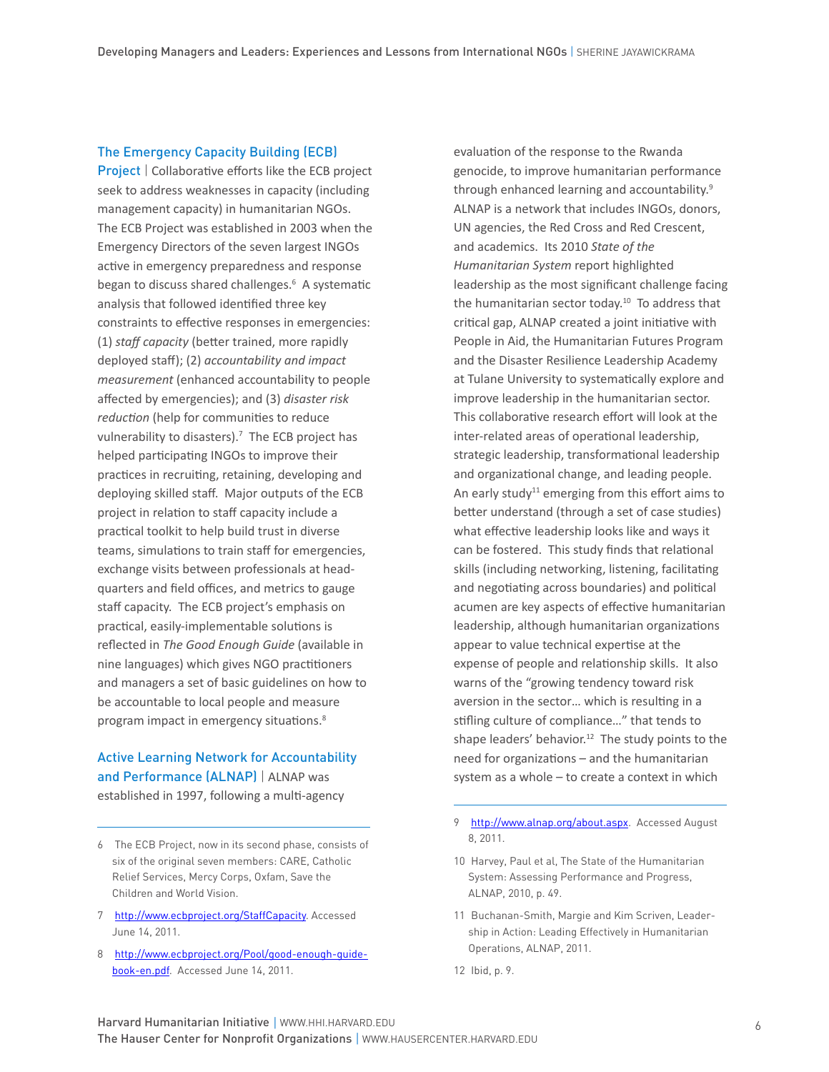**The Emergency Capacity Building (ECB) Project** | Collaborative efforts like the ECB project seek to address weaknesses in capacity (including management capacity) in humanitarian NGOs. The ECB Project was established in 2003 when the Emergency Directors of the seven largest INGOs active in emergency preparedness and response began to discuss shared challenges.[6] A systematic analysis that followed identified three key constraints to effective responses in emergencies: (1) *staff capacity* (better trained, more rapidly deployed staff); (2) *accountability and impact measurement* (enhanced accountability to people affected by emergencies); and (3) *disaster risk reduction* (help for communities to reduce vulnerability to disasters).[7] The ECB project has helped participating INGOs to improve their practices in recruiting, retaining, developing and deploying skilled staff. Major outputs of the ECB project in relation to staff capacity include a practical toolkit to help build trust in diverse teams, simulations to train staff for emergencies, exchange visits between professionals at headquarters and field offices, and metrics to gauge staff capacity. The ECB project's emphasis on practical, easily-implementable solutions is reflected in *The Good Enough Guide* (available in nine languages) which gives NGO practitioners and managers a set of basic guidelines on how to be accountable to local people and measure program impact in emergency situations.[8]

**Active Learning Network for Accountability and Performance (ALNAP)** | ALNAP was established in 1997, following a multi-agency evaluation of the response to the Rwanda genocide, to improve humanitarian performance through enhanced learning and accountability.[9] ALNAP is a network that includes INGOs, donors, UN agencies, the Red Cross and Red Crescent, and academics. Its 2010 *State of the Humanitarian System* report highlighted leadership as the most significant challenge facing the humanitarian sector today.[10] To address that critical gap, ALNAP created a joint initiative with People in Aid, the Humanitarian Futures Program and the Disaster Resilience Leadership Academy at Tulane University to systematically explore and improve leadership in the humanitarian sector. This collaborative research effort will look at the inter-related areas of operational leadership, strategic leadership, transformational leadership and organizational change, and leading people. An early study[11] emerging from this effort aims to better understand (through a set of case studies) what effective leadership looks like and ways it can be fostered. This study finds that relational skills (including networking, listening, facilitating and negotiating across boundaries) and political acumen are key aspects of effective humanitarian leadership, although humanitarian organizations appear to value technical expertise at the expense of people and relationship skills. It also warns of the "growing tendency toward risk aversion in the sector… which is resulting in a stifling culture of compliance…" that tends to shape leaders' behavior.[12] The study points to the need for organizations – and the humanitarian system as a whole – to create a context in which

---

6 The ECB Project, now in its second phase, consists of six of the original seven members: CARE, Catholic Relief Services, Mercy Corps, Oxfam, Save the Children and World Vision.

7 http://www.ecbproject.org/StaffCapacity. Accessed June 14, 2011.

8 http://www.ecbproject.org/Pool/good-enough-guide-book-en.pdf. Accessed June 14, 2011.

9 http://www.alnap.org/about.aspx. Accessed August 8, 2011.

10 Harvey, Paul et al, The State of the Humanitarian System: Assessing Performance and Progress, ALNAP, 2010, p. 49.

11 Buchanan-Smith, Margie and Kim Scriven, Leadership in Action: Leading Effectively in Humanitarian Operations, ALNAP, 2011.

12 Ibid, p. 9.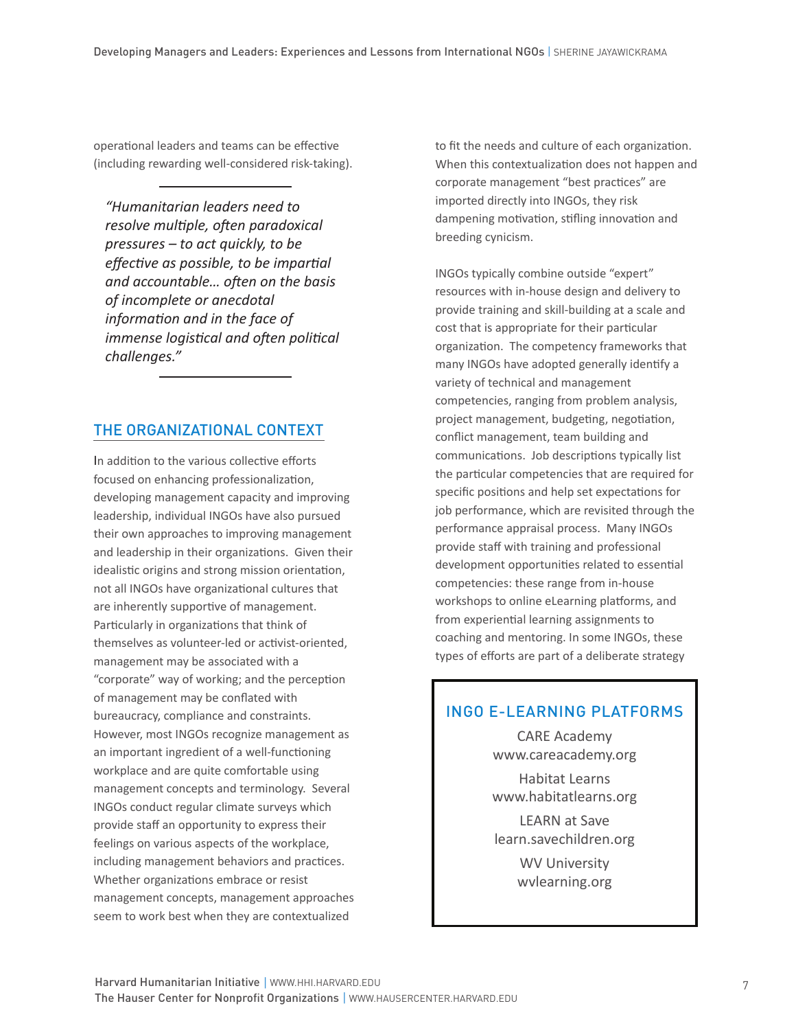operational leaders and teams can be effective (including rewarding well-considered risk-taking).

> *"Humanitarian leaders need to resolve multiple, often paradoxical pressures – to act quickly, to be effective as possible, to be impartial and accountable… often on the basis of incomplete or anecdotal information and in the face of immense logistical and often political challenges."*

## THE ORGANIZATIONAL CONTEXT

In addition to the various collective efforts focused on enhancing professionalization, developing management capacity and improving leadership, individual INGOs have also pursued their own approaches to improving management and leadership in their organizations. Given their idealistic origins and strong mission orientation, not all INGOs have organizational cultures that are inherently supportive of management. Particularly in organizations that think of themselves as volunteer-led or activist-oriented, management may be associated with a "corporate" way of working; and the perception of management may be conflated with bureaucracy, compliance and constraints. However, most INGOs recognize management as an important ingredient of a well-functioning workplace and are quite comfortable using management concepts and terminology. Several INGOs conduct regular climate surveys which provide staff an opportunity to express their feelings on various aspects of the workplace, including management behaviors and practices. Whether organizations embrace or resist management concepts, management approaches seem to work best when they are contextualized to fit the needs and culture of each organization. When this contextualization does not happen and corporate management "best practices" are imported directly into INGOs, they risk dampening motivation, stifling innovation and breeding cynicism.

INGOs typically combine outside "expert" resources with in-house design and delivery to provide training and skill-building at a scale and cost that is appropriate for their particular organization. The competency frameworks that many INGOs have adopted generally identify a variety of technical and management competencies, ranging from problem analysis, project management, budgeting, negotiation, conflict management, team building and communications. Job descriptions typically list the particular competencies that are required for specific positions and help set expectations for job performance, which are revisited through the performance appraisal process. Many INGOs provide staff with training and professional development opportunities related to essential competencies: these range from in-house workshops to online eLearning platforms, and from experiential learning assignments to coaching and mentoring. In some INGOs, these types of efforts are part of a deliberate strategy

### INGO E-LEARNING PLATFORMS

CARE Academy
www.careacademy.org

Habitat Learns
www.habitatlearns.org

LEARN at Save
learn.savechildren.org

WV University
wvlearning.org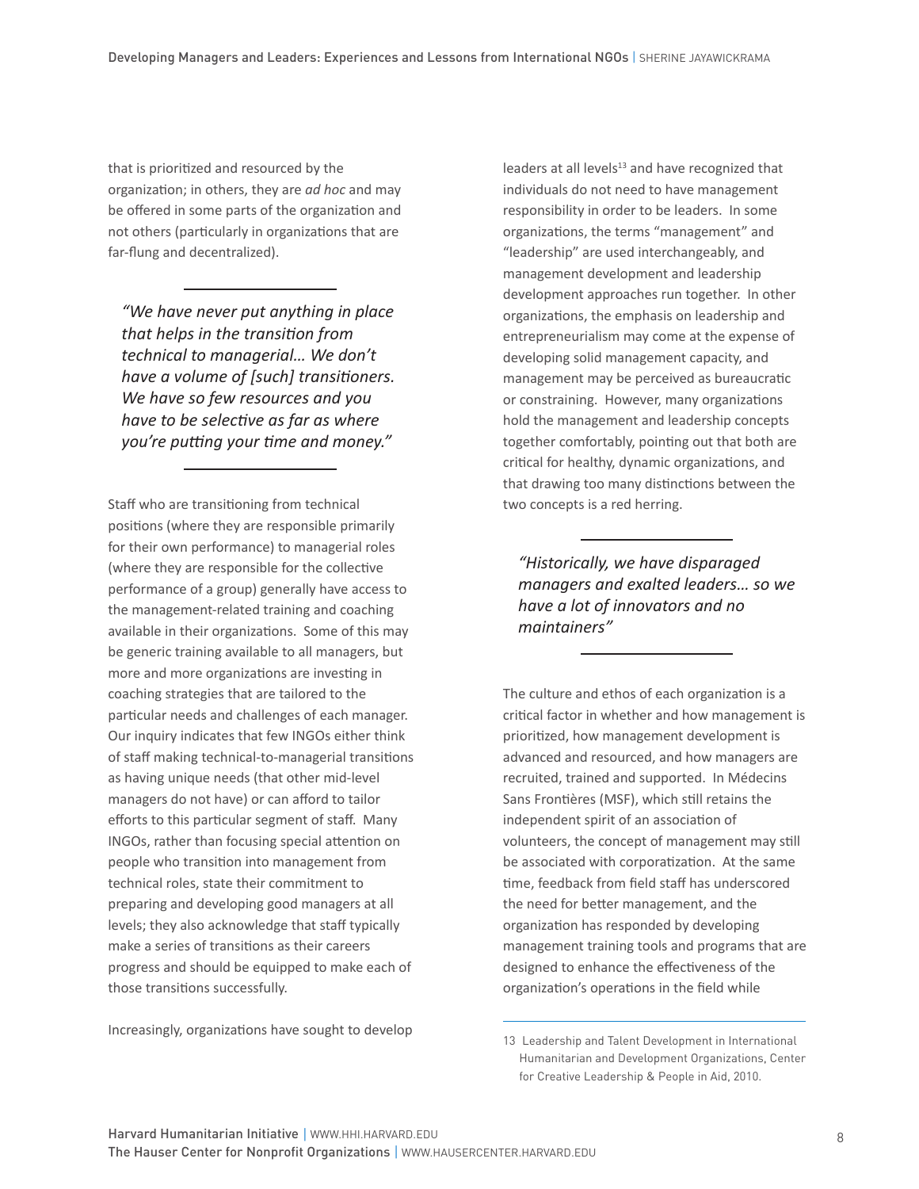that is prioritized and resourced by the organization; in others, they are *ad hoc* and may be offered in some parts of the organization and not others (particularly in organizations that are far-flung and decentralized).

> *"We have never put anything in place that helps in the transition from technical to managerial… We don't have a volume of [such] transitioners. We have so few resources and you have to be selective as far as where you're putting your time and money."*

Staff who are transitioning from technical positions (where they are responsible primarily for their own performance) to managerial roles (where they are responsible for the collective performance of a group) generally have access to the management-related training and coaching available in their organizations. Some of this may be generic training available to all managers, but more and more organizations are investing in coaching strategies that are tailored to the particular needs and challenges of each manager. Our inquiry indicates that few INGOs either think of staff making technical-to-managerial transitions as having unique needs (that other mid-level managers do not have) or can afford to tailor efforts to this particular segment of staff. Many INGOs, rather than focusing special attention on people who transition into management from technical roles, state their commitment to preparing and developing good managers at all levels; they also acknowledge that staff typically make a series of transitions as their careers progress and should be equipped to make each of those transitions successfully.

Increasingly, organizations have sought to develop leaders at all levels[13] and have recognized that individuals do not need to have management responsibility in order to be leaders. In some organizations, the terms "management" and "leadership" are used interchangeably, and management development and leadership development approaches run together. In other organizations, the emphasis on leadership and entrepreneurialism may come at the expense of developing solid management capacity, and management may be perceived as bureaucratic or constraining. However, many organizations hold the management and leadership concepts together comfortably, pointing out that both are critical for healthy, dynamic organizations, and that drawing too many distinctions between the two concepts is a red herring.

> *"Historically, we have disparaged managers and exalted leaders… so we have a lot of innovators and no maintainers"*

The culture and ethos of each organization is a critical factor in whether and how management is prioritized, how management development is advanced and resourced, and how managers are recruited, trained and supported. In Médecins Sans Frontières (MSF), which still retains the independent spirit of an association of volunteers, the concept of management may still be associated with corporatization. At the same time, feedback from field staff has underscored the need for better management, and the organization has responded by developing management training tools and programs that are designed to enhance the effectiveness of the organization's operations in the field while

13 Leadership and Talent Development in International Humanitarian and Development Organizations, Center for Creative Leadership & People in Aid, 2010.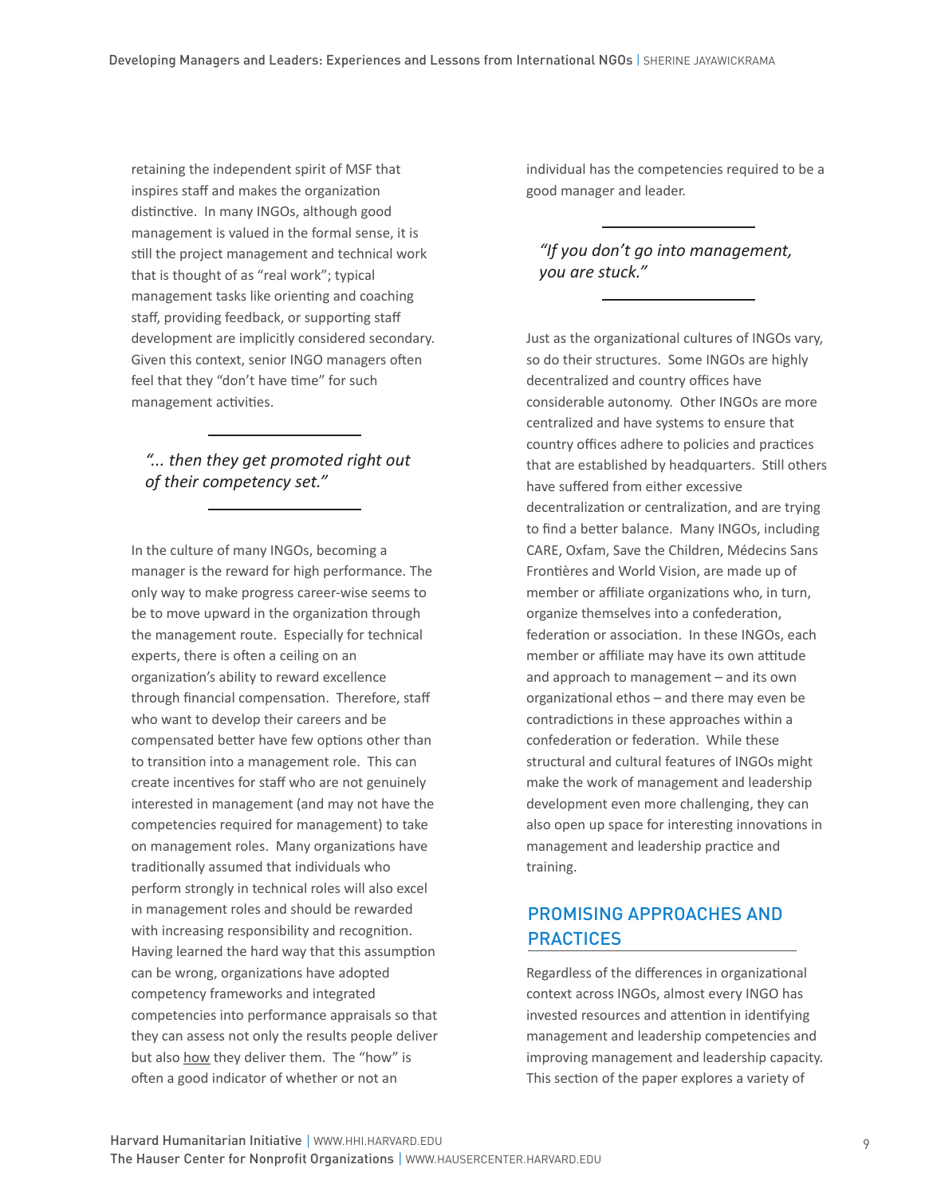retaining the independent spirit of MSF that inspires staff and makes the organization distinctive. In many INGOs, although good management is valued in the formal sense, it is still the project management and technical work that is thought of as "real work"; typical management tasks like orienting and coaching staff, providing feedback, or supporting staff development are implicitly considered secondary. Given this context, senior INGO managers often feel that they "don't have time" for such management activities.

> *"... then they get promoted right out of their competency set."*

In the culture of many INGOs, becoming a manager is the reward for high performance. The only way to make progress career-wise seems to be to move upward in the organization through the management route. Especially for technical experts, there is often a ceiling on an organization's ability to reward excellence through financial compensation. Therefore, staff who want to develop their careers and be compensated better have few options other than to transition into a management role. This can create incentives for staff who are not genuinely interested in management (and may not have the competencies required for management) to take on management roles. Many organizations have traditionally assumed that individuals who perform strongly in technical roles will also excel in management roles and should be rewarded with increasing responsibility and recognition. Having learned the hard way that this assumption can be wrong, organizations have adopted competency frameworks and integrated competencies into performance appraisals so that they can assess not only the results people deliver but also how they deliver them. The "how" is often a good indicator of whether or not an individual has the competencies required to be a good manager and leader.

> *"If you don't go into management, you are stuck."*

Just as the organizational cultures of INGOs vary, so do their structures. Some INGOs are highly decentralized and country offices have considerable autonomy. Other INGOs are more centralized and have systems to ensure that country offices adhere to policies and practices that are established by headquarters. Still others have suffered from either excessive decentralization or centralization, and are trying to find a better balance. Many INGOs, including CARE, Oxfam, Save the Children, Médecins Sans Frontières and World Vision, are made up of member or affiliate organizations who, in turn, organize themselves into a confederation, federation or association. In these INGOs, each member or affiliate may have its own attitude and approach to management – and its own organizational ethos – and there may even be contradictions in these approaches within a confederation or federation. While these structural and cultural features of INGOs might make the work of management and leadership development even more challenging, they can also open up space for interesting innovations in management and leadership practice and training.

## PROMISING APPROACHES AND PRACTICES

Regardless of the differences in organizational context across INGOs, almost every INGO has invested resources and attention in identifying management and leadership competencies and improving management and leadership capacity. This section of the paper explores a variety of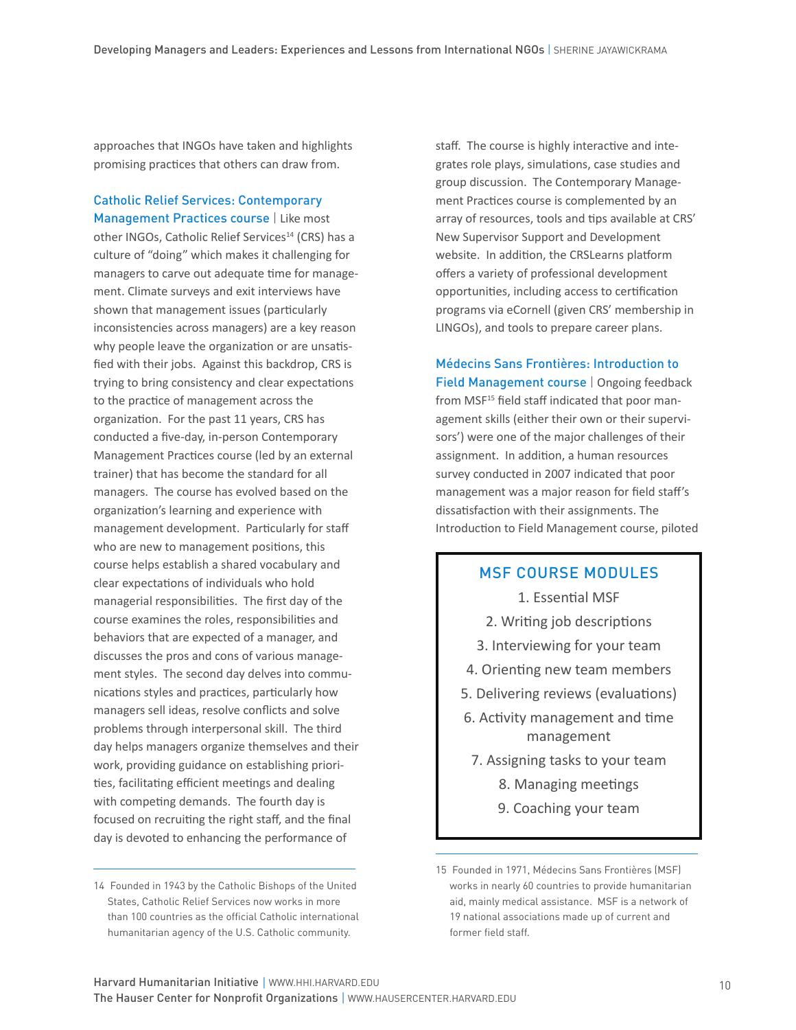approaches that INGOs have taken and highlights promising practices that others can draw from.

**Catholic Relief Services: Contemporary Management Practices course** | Like most other INGOs, Catholic Relief Services[14] (CRS) has a culture of "doing" which makes it challenging for managers to carve out adequate time for management. Climate surveys and exit interviews have shown that management issues (particularly inconsistencies across managers) are a key reason why people leave the organization or are unsatisfied with their jobs. Against this backdrop, CRS is trying to bring consistency and clear expectations to the practice of management across the organization. For the past 11 years, CRS has conducted a five-day, in-person Contemporary Management Practices course (led by an external trainer) that has become the standard for all managers. The course has evolved based on the organization's learning and experience with management development. Particularly for staff who are new to management positions, this course helps establish a shared vocabulary and clear expectations of individuals who hold managerial responsibilities. The first day of the course examines the roles, responsibilities and behaviors that are expected of a manager, and discusses the pros and cons of various management styles. The second day delves into communications styles and practices, particularly how managers sell ideas, resolve conflicts and solve problems through interpersonal skill. The third day helps managers organize themselves and their work, providing guidance on establishing priorities, facilitating efficient meetings and dealing with competing demands. The fourth day is focused on recruiting the right staff, and the final day is devoted to enhancing the performance of staff. The course is highly interactive and integrates role plays, simulations, case studies and group discussion. The Contemporary Management Practices course is complemented by an array of resources, tools and tips available at CRS' New Supervisor Support and Development website. In addition, the CRSLearns platform offers a variety of professional development opportunities, including access to certification programs via eCornell (given CRS' membership in LINGOs), and tools to prepare career plans.

**Médecins Sans Frontières: Introduction to Field Management course** | Ongoing feedback from MSF[15] field staff indicated that poor management skills (either their own or their supervisors') were one of the major challenges of their assignment. In addition, a human resources survey conducted in 2007 indicated that poor management was a major reason for field staff's dissatisfaction with their assignments. The Introduction to Field Management course, piloted

> **MSF COURSE MODULES**
>
> 1. Essential MSF
> 2. Writing job descriptions
> 3. Interviewing for your team
> 4. Orienting new team members
> 5. Delivering reviews (evaluations)
> 6. Activity management and time management
> 7. Assigning tasks to your team
> 8. Managing meetings
> 9. Coaching your team

---

14 Founded in 1943 by the Catholic Bishops of the United States, Catholic Relief Services now works in more than 100 countries as the official Catholic international humanitarian agency of the U.S. Catholic community.

15 Founded in 1971, Médecins Sans Frontières (MSF) works in nearly 60 countries to provide humanitarian aid, mainly medical assistance. MSF is a network of 19 national associations made up of current and former field staff.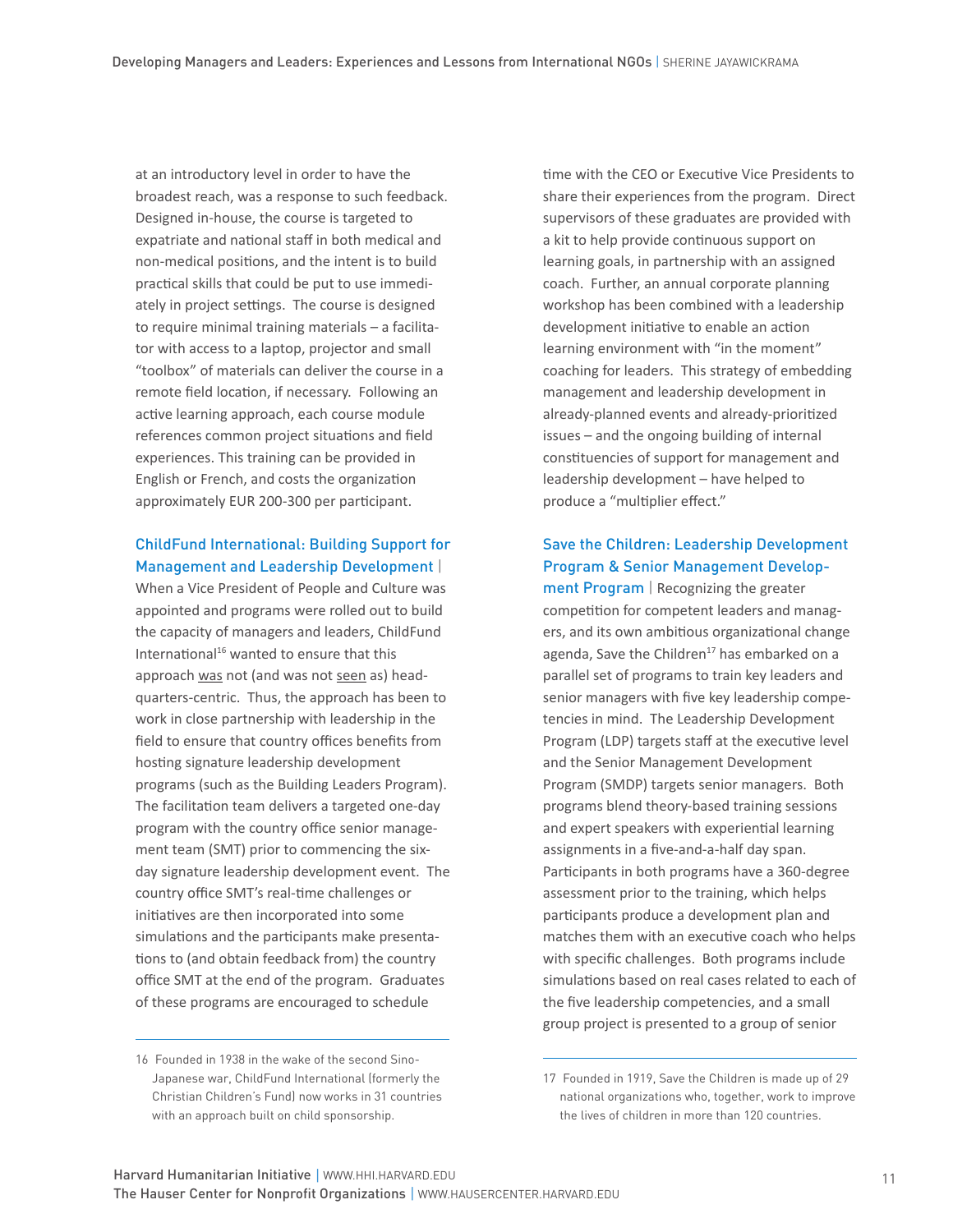at an introductory level in order to have the broadest reach, was a response to such feedback. Designed in-house, the course is targeted to expatriate and national staff in both medical and non-medical positions, and the intent is to build practical skills that could be put to use immediately in project settings. The course is designed to require minimal training materials – a facilitator with access to a laptop, projector and small "toolbox" of materials can deliver the course in a remote field location, if necessary. Following an active learning approach, each course module references common project situations and field experiences. This training can be provided in English or French, and costs the organization approximately EUR 200-300 per participant.

**ChildFund International: Building Support for Management and Leadership Development** | When a Vice President of People and Culture was appointed and programs were rolled out to build the capacity of managers and leaders, ChildFund International[16] wanted to ensure that this approach <u>was</u> not (and was not <u>seen</u> as) headquarters-centric. Thus, the approach has been to work in close partnership with leadership in the field to ensure that country offices benefits from hosting signature leadership development programs (such as the Building Leaders Program). The facilitation team delivers a targeted one-day program with the country office senior management team (SMT) prior to commencing the six-day signature leadership development event. The country office SMT's real-time challenges or initiatives are then incorporated into some simulations and the participants make presentations to (and obtain feedback from) the country office SMT at the end of the program. Graduates of these programs are encouraged to schedule time with the CEO or Executive Vice Presidents to share their experiences from the program. Direct supervisors of these graduates are provided with a kit to help provide continuous support on learning goals, in partnership with an assigned coach. Further, an annual corporate planning workshop has been combined with a leadership development initiative to enable an action learning environment with "in the moment" coaching for leaders. This strategy of embedding management and leadership development in already-planned events and already-prioritized issues – and the ongoing building of internal constituencies of support for management and leadership development – have helped to produce a "multiplier effect."

**Save the Children: Leadership Development Program & Senior Management Development Program** | Recognizing the greater competition for competent leaders and managers, and its own ambitious organizational change agenda, Save the Children[17] has embarked on a parallel set of programs to train key leaders and senior managers with five key leadership competencies in mind. The Leadership Development Program (LDP) targets staff at the executive level and the Senior Management Development Program (SMDP) targets senior managers. Both programs blend theory-based training sessions and expert speakers with experiential learning assignments in a five-and-a-half day span. Participants in both programs have a 360-degree assessment prior to the training, which helps participants produce a development plan and matches them with an executive coach who helps with specific challenges. Both programs include simulations based on real cases related to each of the five leadership competencies, and a small group project is presented to a group of senior

---

16 Founded in 1938 in the wake of the second Sino-Japanese war, ChildFund International (formerly the Christian Children's Fund) now works in 31 countries with an approach built on child sponsorship.

17 Founded in 1919, Save the Children is made up of 29 national organizations who, together, work to improve the lives of children in more than 120 countries.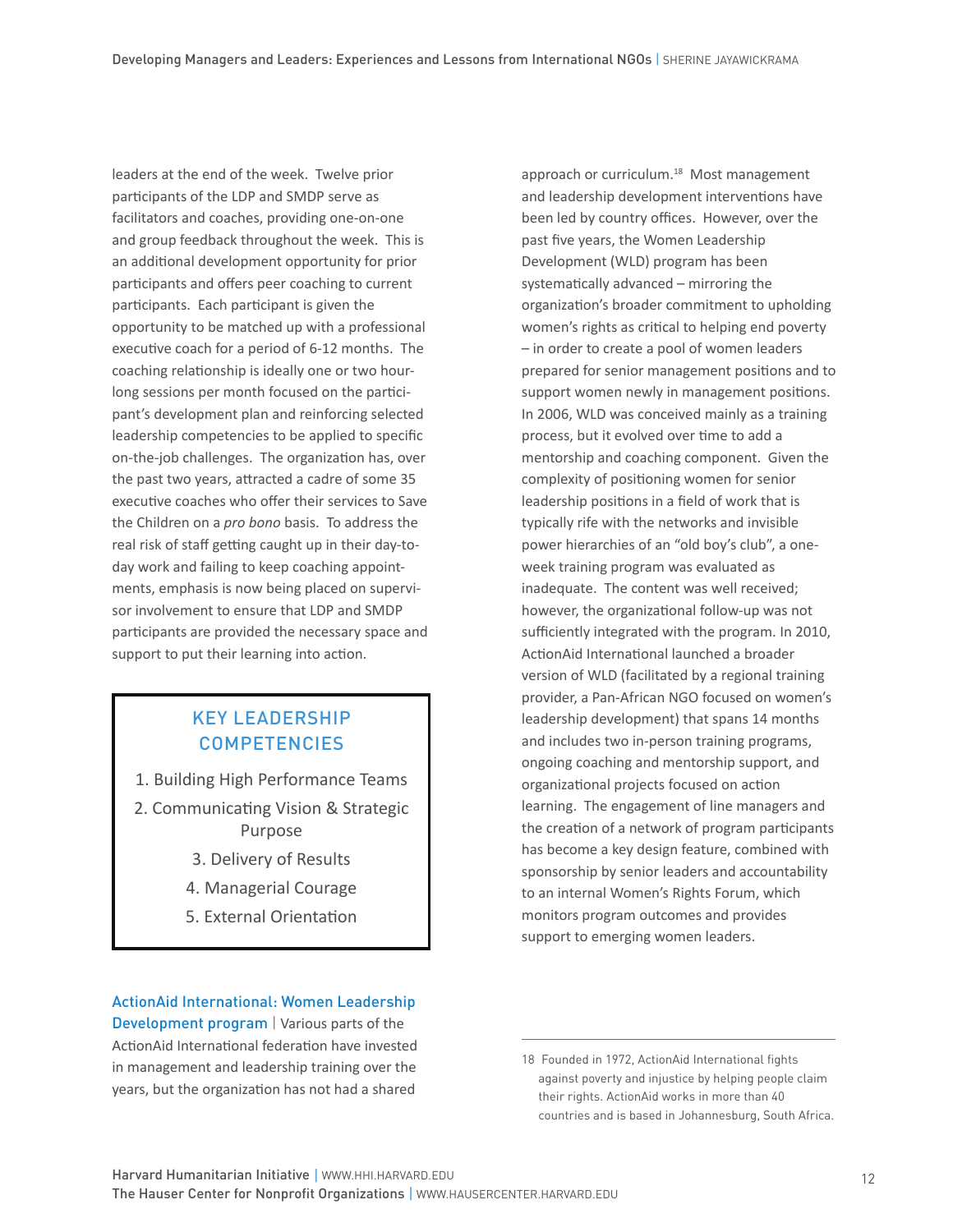leaders at the end of the week. Twelve prior participants of the LDP and SMDP serve as facilitators and coaches, providing one-on-one and group feedback throughout the week. This is an additional development opportunity for prior participants and offers peer coaching to current participants. Each participant is given the opportunity to be matched up with a professional executive coach for a period of 6-12 months. The coaching relationship is ideally one or two hour-long sessions per month focused on the participant's development plan and reinforcing selected leadership competencies to be applied to specific on-the-job challenges. The organization has, over the past two years, attracted a cadre of some 35 executive coaches who offer their services to Save the Children on a *pro bono* basis. To address the real risk of staff getting caught up in their day-to-day work and failing to keep coaching appointments, emphasis is now being placed on supervisor involvement to ensure that LDP and SMDP participants are provided the necessary space and support to put their learning into action.

> **KEY LEADERSHIP COMPETENCIES**
>
> 1. Building High Performance Teams
> 2. Communicating Vision & Strategic Purpose
> 3. Delivery of Results
> 4. Managerial Courage
> 5. External Orientation

**ActionAid International: Women Leadership Development program** | Various parts of the ActionAid International federation have invested in management and leadership training over the years, but the organization has not had a shared approach or curriculum.[18] Most management and leadership development interventions have been led by country offices. However, over the past five years, the Women Leadership Development (WLD) program has been systematically advanced – mirroring the organization's broader commitment to upholding women's rights as critical to helping end poverty – in order to create a pool of women leaders prepared for senior management positions and to support women newly in management positions. In 2006, WLD was conceived mainly as a training process, but it evolved over time to add a mentorship and coaching component. Given the complexity of positioning women for senior leadership positions in a field of work that is typically rife with the networks and invisible power hierarchies of an "old boy's club", a one-week training program was evaluated as inadequate. The content was well received; however, the organizational follow-up was not sufficiently integrated with the program. In 2010, ActionAid International launched a broader version of WLD (facilitated by a regional training provider, a Pan-African NGO focused on women's leadership development) that spans 14 months and includes two in-person training programs, ongoing coaching and mentorship support, and organizational projects focused on action learning. The engagement of line managers and the creation of a network of program participants has become a key design feature, combined with sponsorship by senior leaders and accountability to an internal Women's Rights Forum, which monitors program outcomes and provides support to emerging women leaders.

---

18 Founded in 1972, ActionAid International fights against poverty and injustice by helping people claim their rights. ActionAid works in more than 40 countries and is based in Johannesburg, South Africa.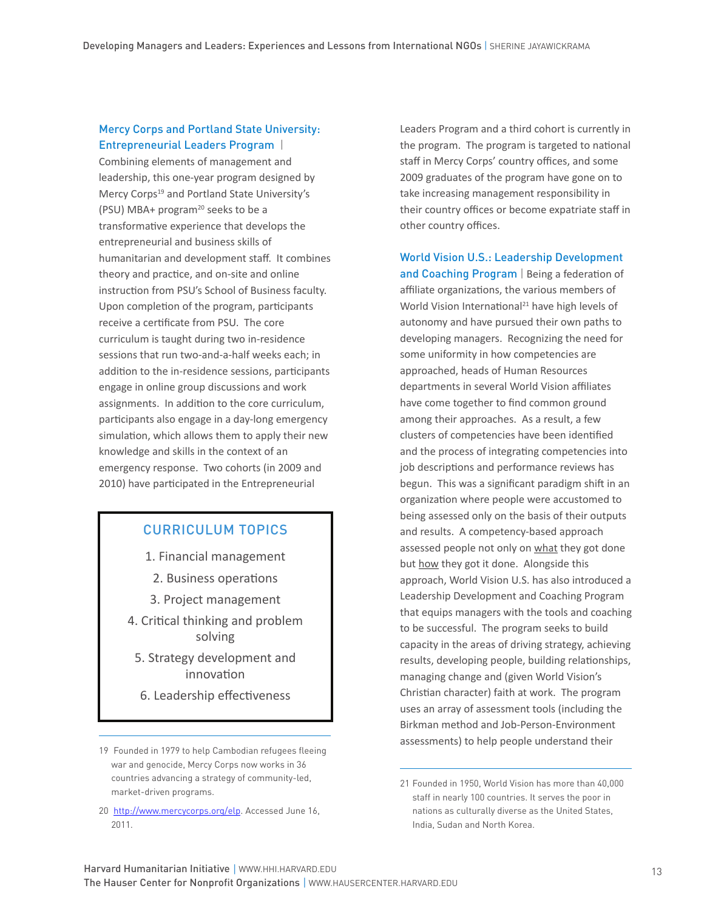**Mercy Corps and Portland State University: Entrepreneurial Leaders Program** | Combining elements of management and leadership, this one-year program designed by Mercy Corps[19] and Portland State University's (PSU) MBA+ program[20] seeks to be a transformative experience that develops the entrepreneurial and business skills of humanitarian and development staff. It combines theory and practice, and on-site and online instruction from PSU's School of Business faculty. Upon completion of the program, participants receive a certificate from PSU. The core curriculum is taught during two in-residence sessions that run two-and-a-half weeks each; in addition to the in-residence sessions, participants engage in online group discussions and work assignments. In addition to the core curriculum, participants also engage in a day-long emergency simulation, which allows them to apply their new knowledge and skills in the context of an emergency response. Two cohorts (in 2009 and 2010) have participated in the Entrepreneurial Leaders Program and a third cohort is currently in the program. The program is targeted to national staff in Mercy Corps' country offices, and some 2009 graduates of the program have gone on to take increasing management responsibility in their country offices or become expatriate staff in other country offices.

> **CURRICULUM TOPICS**
>
> 1. Financial management
> 2. Business operations
> 3. Project management
> 4. Critical thinking and problem solving
> 5. Strategy development and innovation
> 6. Leadership effectiveness

**World Vision U.S.: Leadership Development and Coaching Program** | Being a federation of affiliate organizations, the various members of World Vision International[21] have high levels of autonomy and have pursued their own paths to developing managers. Recognizing the need for some uniformity in how competencies are approached, heads of Human Resources departments in several World Vision affiliates have come together to find common ground among their approaches. As a result, a few clusters of competencies have been identified and the process of integrating competencies into job descriptions and performance reviews has begun. This was a significant paradigm shift in an organization where people were accustomed to being assessed only on the basis of their outputs and results. A competency-based approach assessed people not only on what they got done but how they got it done. Alongside this approach, World Vision U.S. has also introduced a Leadership Development and Coaching Program that equips managers with the tools and coaching to be successful. The program seeks to build capacity in the areas of driving strategy, achieving results, developing people, building relationships, managing change and (given World Vision's Christian character) faith at work. The program uses an array of assessment tools (including the Birkman method and Job-Person-Environment assessments) to help people understand their

---

19 Founded in 1979 to help Cambodian refugees fleeing war and genocide, Mercy Corps now works in 36 countries advancing a strategy of community-led, market-driven programs.

20 http://www.mercycorps.org/elp. Accessed June 16, 2011.

21 Founded in 1950, World Vision has more than 40,000 staff in nearly 100 countries. It serves the poor in nations as culturally diverse as the United States, India, Sudan and North Korea.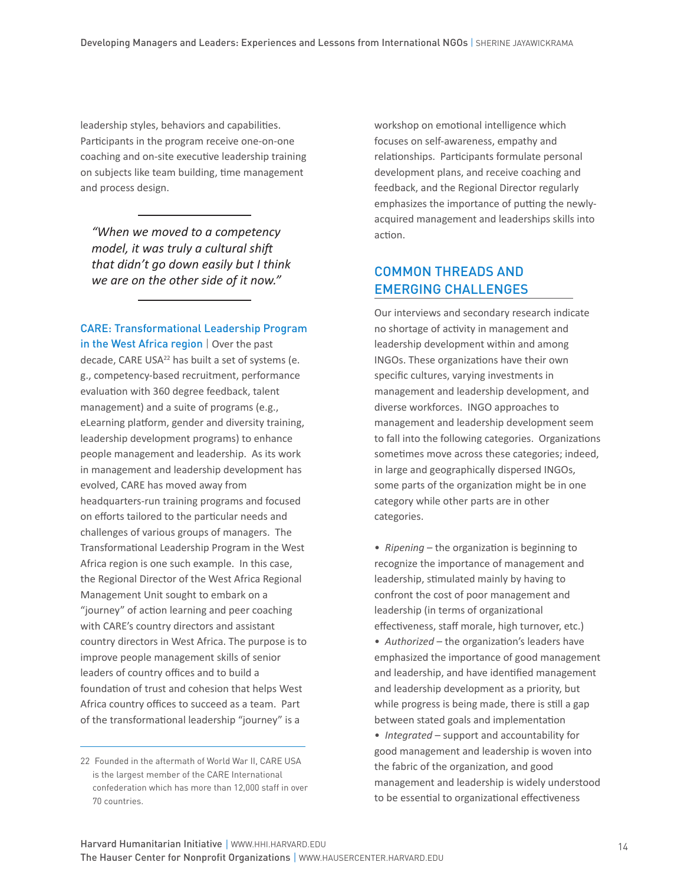leadership styles, behaviors and capabilities. Participants in the program receive one-on-one coaching and on-site executive leadership training on subjects like team building, time management and process design.

> *"When we moved to a competency model, it was truly a cultural shift that didn't go down easily but I think we are on the other side of it now."*

**CARE: Transformational Leadership Program in the West Africa region** | Over the past decade, CARE USA[22] has built a set of systems (e.g., competency-based recruitment, performance evaluation with 360 degree feedback, talent management) and a suite of programs (e.g., eLearning platform, gender and diversity training, leadership development programs) to enhance people management and leadership. As its work in management and leadership development has evolved, CARE has moved away from headquarters-run training programs and focused on efforts tailored to the particular needs and challenges of various groups of managers. The Transformational Leadership Program in the West Africa region is one such example. In this case, the Regional Director of the West Africa Regional Management Unit sought to embark on a "journey" of action learning and peer coaching with CARE's country directors and assistant country directors in West Africa. The purpose is to improve people management skills of senior leaders of country offices and to build a foundation of trust and cohesion that helps West Africa country offices to succeed as a team. Part of the transformational leadership "journey" is a workshop on emotional intelligence which focuses on self-awareness, empathy and relationships. Participants formulate personal development plans, and receive coaching and feedback, and the Regional Director regularly emphasizes the importance of putting the newly-acquired management and leaderships skills into action.

## COMMON THREADS AND EMERGING CHALLENGES

Our interviews and secondary research indicate no shortage of activity in management and leadership development within and among INGOs. These organizations have their own specific cultures, varying investments in management and leadership development, and diverse workforces. INGO approaches to management and leadership development seem to fall into the following categories. Organizations sometimes move across these categories; indeed, in large and geographically dispersed INGOs, some parts of the organization might be in one category while other parts are in other categories.

- *Ripening* – the organization is beginning to recognize the importance of management and leadership, stimulated mainly by having to confront the cost of poor management and leadership (in terms of organizational effectiveness, staff morale, high turnover, etc.)
- *Authorized* – the organization's leaders have emphasized the importance of good management and leadership, and have identified management and leadership development as a priority, but while progress is being made, there is still a gap between stated goals and implementation
- *Integrated* – support and accountability for good management and leadership is woven into the fabric of the organization, and good management and leadership is widely understood to be essential to organizational effectiveness

22 Founded in the aftermath of World War II, CARE USA is the largest member of the CARE International confederation which has more than 12,000 staff in over 70 countries.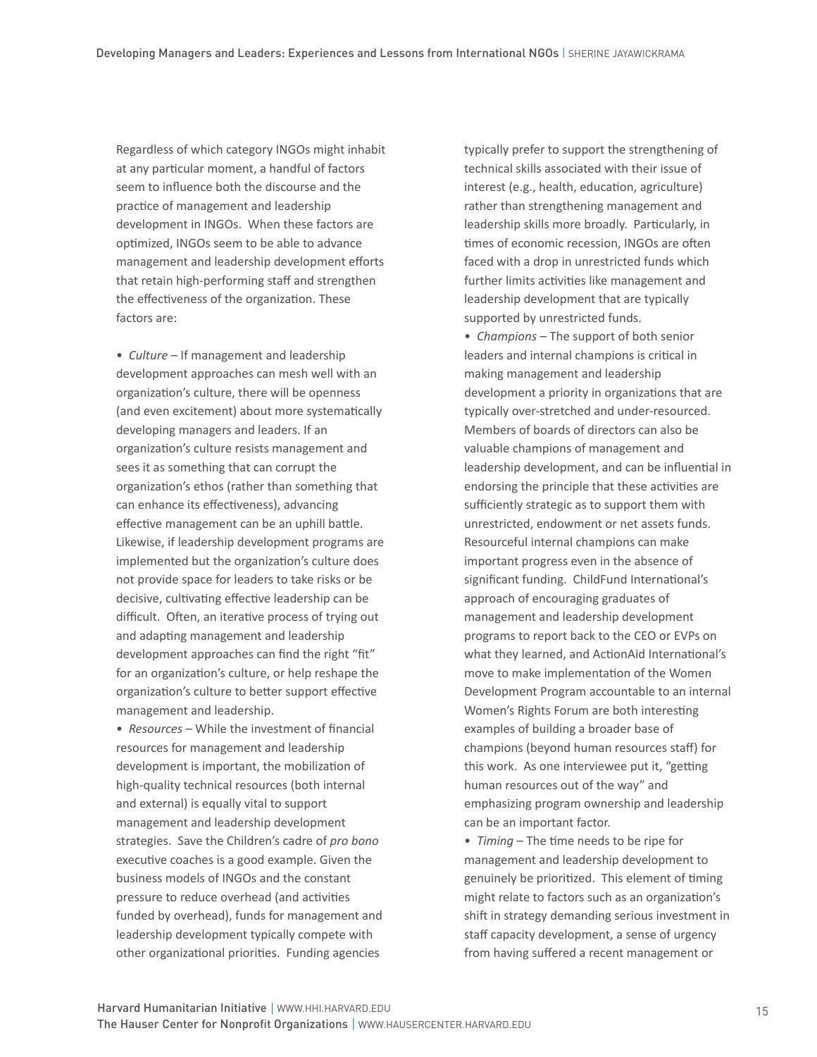Regardless of which category INGOs might inhabit at any particular moment, a handful of factors seem to influence both the discourse and the practice of management and leadership development in INGOs. When these factors are optimized, INGOs seem to be able to advance management and leadership development efforts that retain high-performing staff and strengthen the effectiveness of the organization. These factors are:

- *Culture* – If management and leadership development approaches can mesh well with an organization's culture, there will be openness (and even excitement) about more systematically developing managers and leaders. If an organization's culture resists management and sees it as something that can corrupt the organization's ethos (rather than something that can enhance its effectiveness), advancing effective management can be an uphill battle. Likewise, if leadership development programs are implemented but the organization's culture does not provide space for leaders to take risks or be decisive, cultivating effective leadership can be difficult. Often, an iterative process of trying out and adapting management and leadership development approaches can find the right "fit" for an organization's culture, or help reshape the organization's culture to better support effective management and leadership.
- *Resources* – While the investment of financial resources for management and leadership development is important, the mobilization of high-quality technical resources (both internal and external) is equally vital to support management and leadership development strategies. Save the Children's cadre of *pro bono* executive coaches is a good example. Given the business models of INGOs and the constant pressure to reduce overhead (and activities funded by overhead), funds for management and leadership development typically compete with other organizational priorities. Funding agencies typically prefer to support the strengthening of technical skills associated with their issue of interest (e.g., health, education, agriculture) rather than strengthening management and leadership skills more broadly. Particularly, in times of economic recession, INGOs are often faced with a drop in unrestricted funds which further limits activities like management and leadership development that are typically supported by unrestricted funds.
- *Champions* – The support of both senior leaders and internal champions is critical in making management and leadership development a priority in organizations that are typically over-stretched and under-resourced. Members of boards of directors can also be valuable champions of management and leadership development, and can be influential in endorsing the principle that these activities are sufficiently strategic as to support them with unrestricted, endowment or net assets funds. Resourceful internal champions can make important progress even in the absence of significant funding. ChildFund International's approach of encouraging graduates of management and leadership development programs to report back to the CEO or EVPs on what they learned, and ActionAid International's move to make implementation of the Women Development Program accountable to an internal Women's Rights Forum are both interesting examples of building a broader base of champions (beyond human resources staff) for this work. As one interviewee put it, "getting human resources out of the way" and emphasizing program ownership and leadership can be an important factor.
- *Timing* – The time needs to be ripe for management and leadership development to genuinely be prioritized. This element of timing might relate to factors such as an organization's shift in strategy demanding serious investment in staff capacity development, a sense of urgency from having suffered a recent management or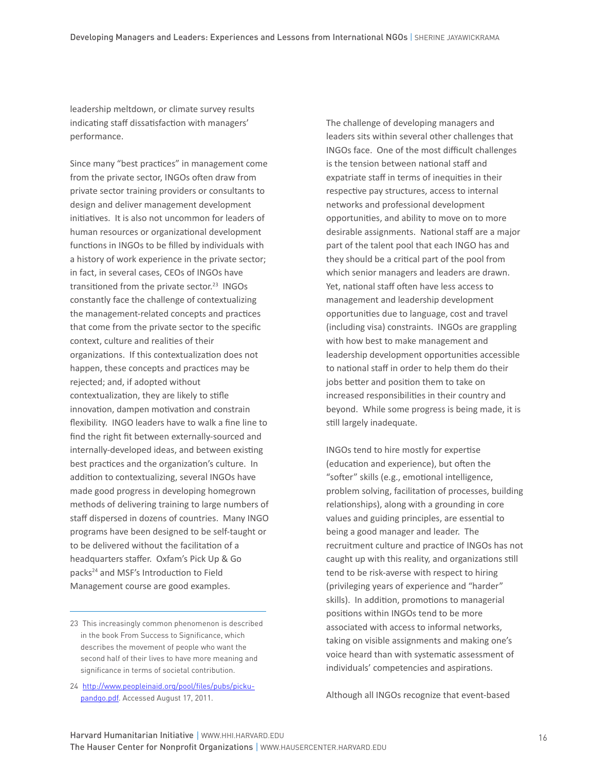leadership meltdown, or climate survey results indicating staff dissatisfaction with managers' performance.

Since many "best practices" in management come from the private sector, INGOs often draw from private sector training providers or consultants to design and deliver management development initiatives. It is also not uncommon for leaders of human resources or organizational development functions in INGOs to be filled by individuals with a history of work experience in the private sector; in fact, in several cases, CEOs of INGOs have transitioned from the private sector.[23] INGOs constantly face the challenge of contextualizing the management-related concepts and practices that come from the private sector to the specific context, culture and realities of their organizations. If this contextualization does not happen, these concepts and practices may be rejected; and, if adopted without contextualization, they are likely to stifle innovation, dampen motivation and constrain flexibility. INGO leaders have to walk a fine line to find the right fit between externally-sourced and internally-developed ideas, and between existing best practices and the organization's culture. In addition to contextualizing, several INGOs have made good progress in developing homegrown methods of delivering training to large numbers of staff dispersed in dozens of countries. Many INGO programs have been designed to be self-taught or to be delivered without the facilitation of a headquarters staffer. Oxfam's Pick Up & Go packs[24] and MSF's Introduction to Field Management course are good examples.

The challenge of developing managers and leaders sits within several other challenges that INGOs face. One of the most difficult challenges is the tension between national staff and expatriate staff in terms of inequities in their respective pay structures, access to internal networks and professional development opportunities, and ability to move on to more desirable assignments. National staff are a major part of the talent pool that each INGO has and they should be a critical part of the pool from which senior managers and leaders are drawn. Yet, national staff often have less access to management and leadership development opportunities due to language, cost and travel (including visa) constraints. INGOs are grappling with how best to make management and leadership development opportunities accessible to national staff in order to help them do their jobs better and position them to take on increased responsibilities in their country and beyond. While some progress is being made, it is still largely inadequate.

INGOs tend to hire mostly for expertise (education and experience), but often the "softer" skills (e.g., emotional intelligence, problem solving, facilitation of processes, building relationships), along with a grounding in core values and guiding principles, are essential to being a good manager and leader. The recruitment culture and practice of INGOs has not caught up with this reality, and organizations still tend to be risk-averse with respect to hiring (privileging years of experience and "harder" skills). In addition, promotions to managerial positions within INGOs tend to be more associated with access to informal networks, taking on visible assignments and making one's voice heard than with systematic assessment of individuals' competencies and aspirations.

Although all INGOs recognize that event-based

---

23 This increasingly common phenomenon is described in the book From Success to Significance, which describes the movement of people who want the second half of their lives to have more meaning and significance in terms of societal contribution.

24 http://www.peopleinaid.org/pool/files/pubs/pickupandgo.pdf. Accessed August 17, 2011.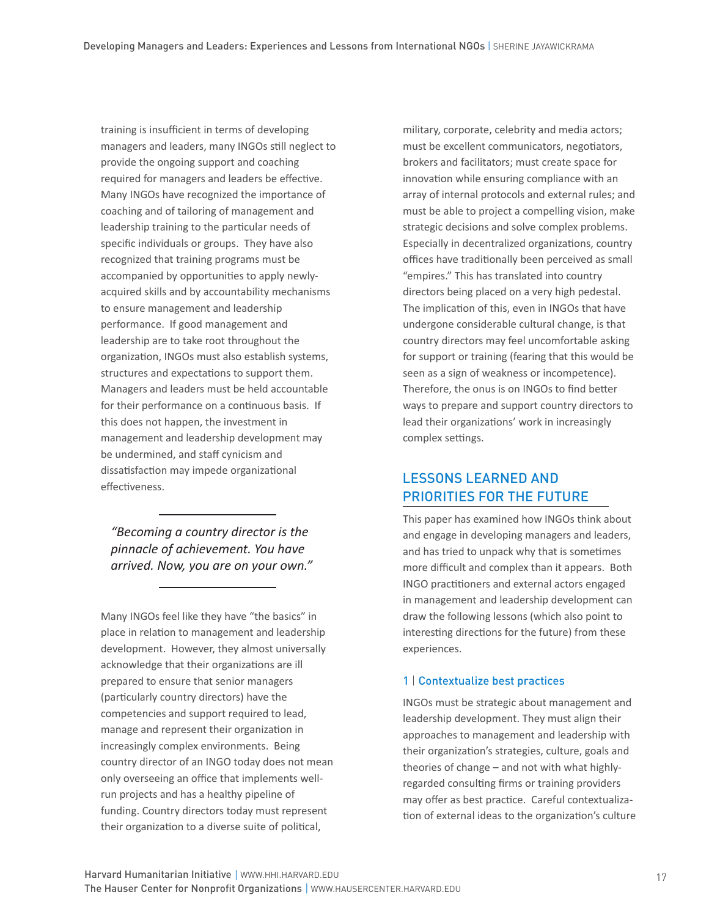training is insufficient in terms of developing managers and leaders, many INGOs still neglect to provide the ongoing support and coaching required for managers and leaders be effective. Many INGOs have recognized the importance of coaching and of tailoring of management and leadership training to the particular needs of specific individuals or groups. They have also recognized that training programs must be accompanied by opportunities to apply newly-acquired skills and by accountability mechanisms to ensure management and leadership performance. If good management and leadership are to take root throughout the organization, INGOs must also establish systems, structures and expectations to support them. Managers and leaders must be held accountable for their performance on a continuous basis. If this does not happen, the investment in management and leadership development may be undermined, and staff cynicism and dissatisfaction may impede organizational effectiveness.

> *"Becoming a country director is the pinnacle of achievement. You have arrived. Now, you are on your own."*

Many INGOs feel like they have "the basics" in place in relation to management and leadership development. However, they almost universally acknowledge that their organizations are ill prepared to ensure that senior managers (particularly country directors) have the competencies and support required to lead, manage and represent their organization in increasingly complex environments. Being country director of an INGO today does not mean only overseeing an office that implements well-run projects and has a healthy pipeline of funding. Country directors today must represent their organization to a diverse suite of political, military, corporate, celebrity and media actors; must be excellent communicators, negotiators, brokers and facilitators; must create space for innovation while ensuring compliance with an array of internal protocols and external rules; and must be able to project a compelling vision, make strategic decisions and solve complex problems. Especially in decentralized organizations, country offices have traditionally been perceived as small "empires." This has translated into country directors being placed on a very high pedestal. The implication of this, even in INGOs that have undergone considerable cultural change, is that country directors may feel uncomfortable asking for support or training (fearing that this would be seen as a sign of weakness or incompetence). Therefore, the onus is on INGOs to find better ways to prepare and support country directors to lead their organizations' work in increasingly complex settings.

## LESSONS LEARNED AND PRIORITIES FOR THE FUTURE

This paper has examined how INGOs think about and engage in developing managers and leaders, and has tried to unpack why that is sometimes more difficult and complex than it appears. Both INGO practitioners and external actors engaged in management and leadership development can draw the following lessons (which also point to interesting directions for the future) from these experiences.

### 1 | Contextualize best practices

INGOs must be strategic about management and leadership development. They must align their approaches to management and leadership with their organization's strategies, culture, goals and theories of change – and not with what highly-regarded consulting firms or training providers may offer as best practice. Careful contextualization of external ideas to the organization's culture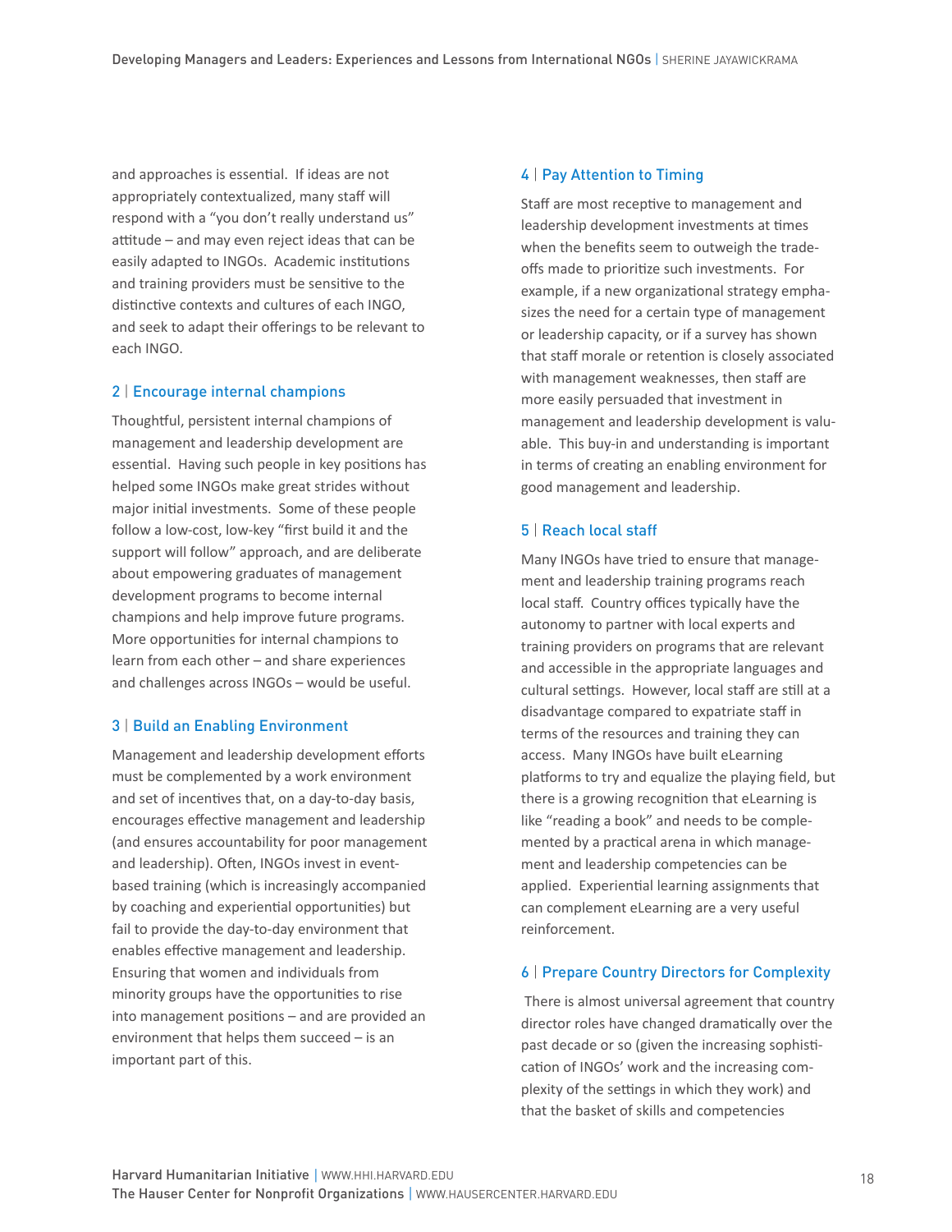and approaches is essential. If ideas are not appropriately contextualized, many staff will respond with a "you don't really understand us" attitude – and may even reject ideas that can be easily adapted to INGOs. Academic institutions and training providers must be sensitive to the distinctive contexts and cultures of each INGO, and seek to adapt their offerings to be relevant to each INGO.

### 2 | Encourage internal champions

Thoughtful, persistent internal champions of management and leadership development are essential. Having such people in key positions has helped some INGOs make great strides without major initial investments. Some of these people follow a low-cost, low-key "first build it and the support will follow" approach, and are deliberate about empowering graduates of management development programs to become internal champions and help improve future programs. More opportunities for internal champions to learn from each other – and share experiences and challenges across INGOs – would be useful.

### 3 | Build an Enabling Environment

Management and leadership development efforts must be complemented by a work environment and set of incentives that, on a day-to-day basis, encourages effective management and leadership (and ensures accountability for poor management and leadership). Often, INGOs invest in event-based training (which is increasingly accompanied by coaching and experiential opportunities) but fail to provide the day-to-day environment that enables effective management and leadership. Ensuring that women and individuals from minority groups have the opportunities to rise into management positions – and are provided an environment that helps them succeed – is an important part of this.

### 4 | Pay Attention to Timing

Staff are most receptive to management and leadership development investments at times when the benefits seem to outweigh the trade-offs made to prioritize such investments. For example, if a new organizational strategy emphasizes the need for a certain type of management or leadership capacity, or if a survey has shown that staff morale or retention is closely associated with management weaknesses, then staff are more easily persuaded that investment in management and leadership development is valuable. This buy-in and understanding is important in terms of creating an enabling environment for good management and leadership.

### 5 | Reach local staff

Many INGOs have tried to ensure that management and leadership training programs reach local staff. Country offices typically have the autonomy to partner with local experts and training providers on programs that are relevant and accessible in the appropriate languages and cultural settings. However, local staff are still at a disadvantage compared to expatriate staff in terms of the resources and training they can access. Many INGOs have built eLearning platforms to try and equalize the playing field, but there is a growing recognition that eLearning is like "reading a book" and needs to be complemented by a practical arena in which management and leadership competencies can be applied. Experiential learning assignments that can complement eLearning are a very useful reinforcement.

### 6 | Prepare Country Directors for Complexity

There is almost universal agreement that country director roles have changed dramatically over the past decade or so (given the increasing sophistication of INGOs' work and the increasing complexity of the settings in which they work) and that the basket of skills and competencies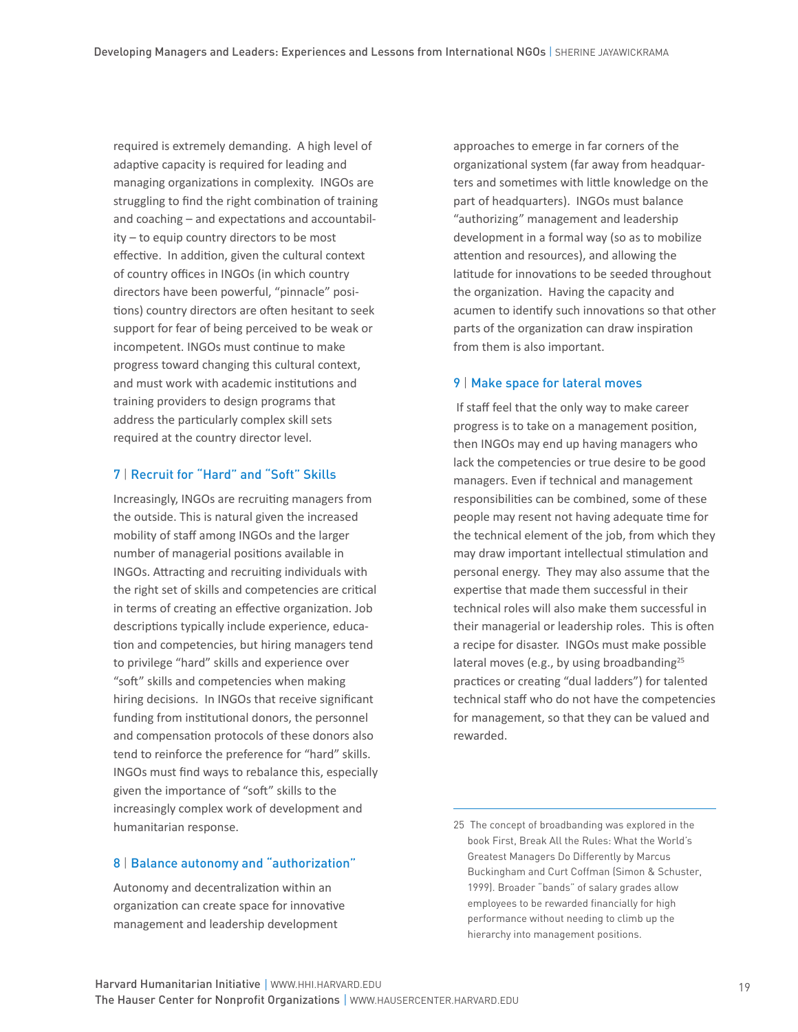required is extremely demanding. A high level of adaptive capacity is required for leading and managing organizations in complexity. INGOs are struggling to find the right combination of training and coaching – and expectations and accountability – to equip country directors to be most effective. In addition, given the cultural context of country offices in INGOs (in which country directors have been powerful, "pinnacle" positions) country directors are often hesitant to seek support for fear of being perceived to be weak or incompetent. INGOs must continue to make progress toward changing this cultural context, and must work with academic institutions and training providers to design programs that address the particularly complex skill sets required at the country director level.

### 7 | Recruit for "Hard" and "Soft" Skills

Increasingly, INGOs are recruiting managers from the outside. This is natural given the increased mobility of staff among INGOs and the larger number of managerial positions available in INGOs. Attracting and recruiting individuals with the right set of skills and competencies are critical in terms of creating an effective organization. Job descriptions typically include experience, education and competencies, but hiring managers tend to privilege "hard" skills and experience over "soft" skills and competencies when making hiring decisions. In INGOs that receive significant funding from institutional donors, the personnel and compensation protocols of these donors also tend to reinforce the preference for "hard" skills. INGOs must find ways to rebalance this, especially given the importance of "soft" skills to the increasingly complex work of development and humanitarian response.

### 8 | Balance autonomy and "authorization"

Autonomy and decentralization within an organization can create space for innovative management and leadership development approaches to emerge in far corners of the organizational system (far away from headquarters and sometimes with little knowledge on the part of headquarters). INGOs must balance "authorizing" management and leadership development in a formal way (so as to mobilize attention and resources), and allowing the latitude for innovations to be seeded throughout the organization. Having the capacity and acumen to identify such innovations so that other parts of the organization can draw inspiration from them is also important.

### 9 | Make space for lateral moves

If staff feel that the only way to make career progress is to take on a management position, then INGOs may end up having managers who lack the competencies or true desire to be good managers. Even if technical and management responsibilities can be combined, some of these people may resent not having adequate time for the technical element of the job, from which they may draw important intellectual stimulation and personal energy. They may also assume that the expertise that made them successful in their technical roles will also make them successful in their managerial or leadership roles. This is often a recipe for disaster. INGOs must make possible lateral moves (e.g., by using broadbanding[25] practices or creating "dual ladders") for talented technical staff who do not have the competencies for management, so that they can be valued and rewarded.

---

25 The concept of broadbanding was explored in the book First, Break All the Rules: What the World's Greatest Managers Do Differently by Marcus Buckingham and Curt Coffman (Simon & Schuster, 1999). Broader "bands" of salary grades allow employees to be rewarded financially for high performance without needing to climb up the hierarchy into management positions.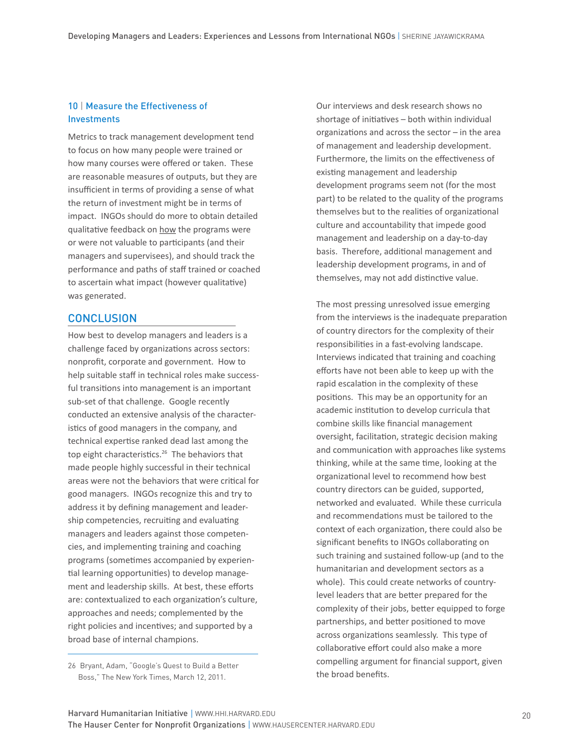### 10 | Measure the Effectiveness of Investments

Metrics to track management development tend to focus on how many people were trained or how many courses were offered or taken. These are reasonable measures of outputs, but they are insufficient in terms of providing a sense of what the return of investment might be in terms of impact. INGOs should do more to obtain detailed qualitative feedback on how the programs were or were not valuable to participants (and their managers and supervisees), and should track the performance and paths of staff trained or coached to ascertain what impact (however qualitative) was generated.

## CONCLUSION

How best to develop managers and leaders is a challenge faced by organizations across sectors: nonprofit, corporate and government. How to help suitable staff in technical roles make successful transitions into management is an important sub-set of that challenge. Google recently conducted an extensive analysis of the characteristics of good managers in the company, and technical expertise ranked dead last among the top eight characteristics.[26] The behaviors that made people highly successful in their technical areas were not the behaviors that were critical for good managers. INGOs recognize this and try to address it by defining management and leadership competencies, recruiting and evaluating managers and leaders against those competencies, and implementing training and coaching programs (sometimes accompanied by experiential learning opportunities) to develop management and leadership skills. At best, these efforts are: contextualized to each organization's culture, approaches and needs; complemented by the right policies and incentives; and supported by a broad base of internal champions.

Our interviews and desk research shows no shortage of initiatives – both within individual organizations and across the sector – in the area of management and leadership development. Furthermore, the limits on the effectiveness of existing management and leadership development programs seem not (for the most part) to be related to the quality of the programs themselves but to the realities of organizational culture and accountability that impede good management and leadership on a day-to-day basis. Therefore, additional management and leadership development programs, in and of themselves, may not add distinctive value.

The most pressing unresolved issue emerging from the interviews is the inadequate preparation of country directors for the complexity of their responsibilities in a fast-evolving landscape. Interviews indicated that training and coaching efforts have not been able to keep up with the rapid escalation in the complexity of these positions. This may be an opportunity for an academic institution to develop curricula that combine skills like financial management oversight, facilitation, strategic decision making and communication with approaches like systems thinking, while at the same time, looking at the organizational level to recommend how best country directors can be guided, supported, networked and evaluated. While these curricula and recommendations must be tailored to the context of each organization, there could also be significant benefits to INGOs collaborating on such training and sustained follow-up (and to the humanitarian and development sectors as a whole). This could create networks of country-level leaders that are better prepared for the complexity of their jobs, better equipped to forge partnerships, and better positioned to move across organizations seamlessly. This type of collaborative effort could also make a more compelling argument for financial support, given the broad benefits.

---

26 Bryant, Adam, "Google's Quest to Build a Better Boss," The New York Times, March 12, 2011.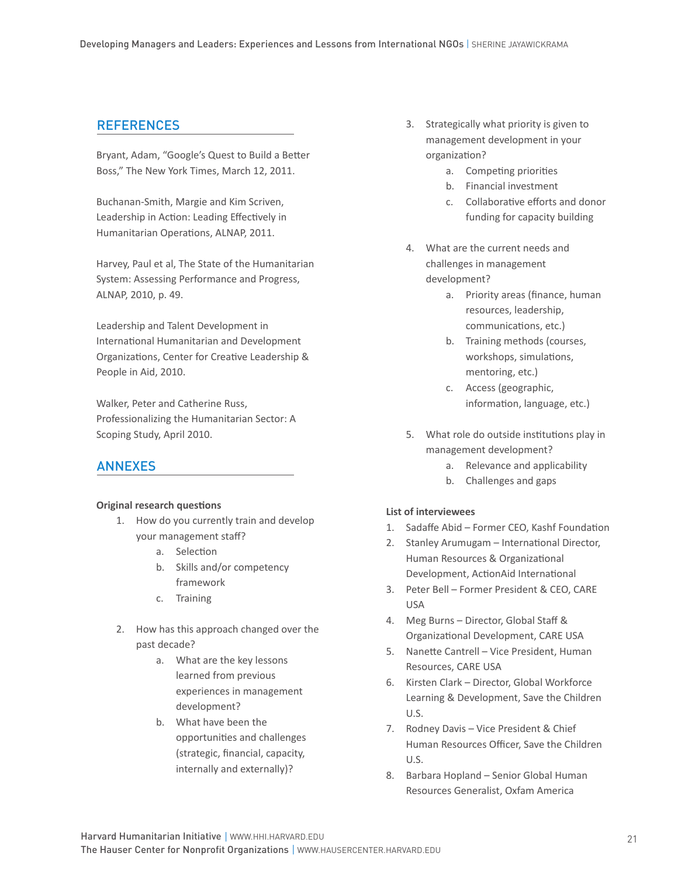## REFERENCES

Bryant, Adam, "Google's Quest to Build a Better Boss," The New York Times, March 12, 2011.

Buchanan-Smith, Margie and Kim Scriven, Leadership in Action: Leading Effectively in Humanitarian Operations, ALNAP, 2011.

Harvey, Paul et al, The State of the Humanitarian System: Assessing Performance and Progress, ALNAP, 2010, p. 49.

Leadership and Talent Development in International Humanitarian and Development Organizations, Center for Creative Leadership & People in Aid, 2010.

Walker, Peter and Catherine Russ, Professionalizing the Humanitarian Sector: A Scoping Study, April 2010.

## ANNEXES

**Original research questions**

1. How do you currently train and develop your management staff?
    a. Selection
    b. Skills and/or competency framework
    c. Training

2. How has this approach changed over the past decade?
    a. What are the key lessons learned from previous experiences in management development?
    b. What have been the opportunities and challenges (strategic, financial, capacity, internally and externally)?

3. Strategically what priority is given to management development in your organization?
    a. Competing priorities
    b. Financial investment
    c. Collaborative efforts and donor funding for capacity building

4. What are the current needs and challenges in management development?
    a. Priority areas (finance, human resources, leadership, communications, etc.)
    b. Training methods (courses, workshops, simulations, mentoring, etc.)
    c. Access (geographic, information, language, etc.)

5. What role do outside institutions play in management development?
    a. Relevance and applicability
    b. Challenges and gaps

**List of interviewees**

1. Sadaffe Abid – Former CEO, Kashf Foundation
2. Stanley Arumugam – International Director, Human Resources & Organizational Development, ActionAid International
3. Peter Bell – Former President & CEO, CARE USA
4. Meg Burns – Director, Global Staff & Organizational Development, CARE USA
5. Nanette Cantrell – Vice President, Human Resources, CARE USA
6. Kirsten Clark – Director, Global Workforce Learning & Development, Save the Children U.S.
7. Rodney Davis – Vice President & Chief Human Resources Officer, Save the Children U.S.
8. Barbara Hopland – Senior Global Human Resources Generalist, Oxfam America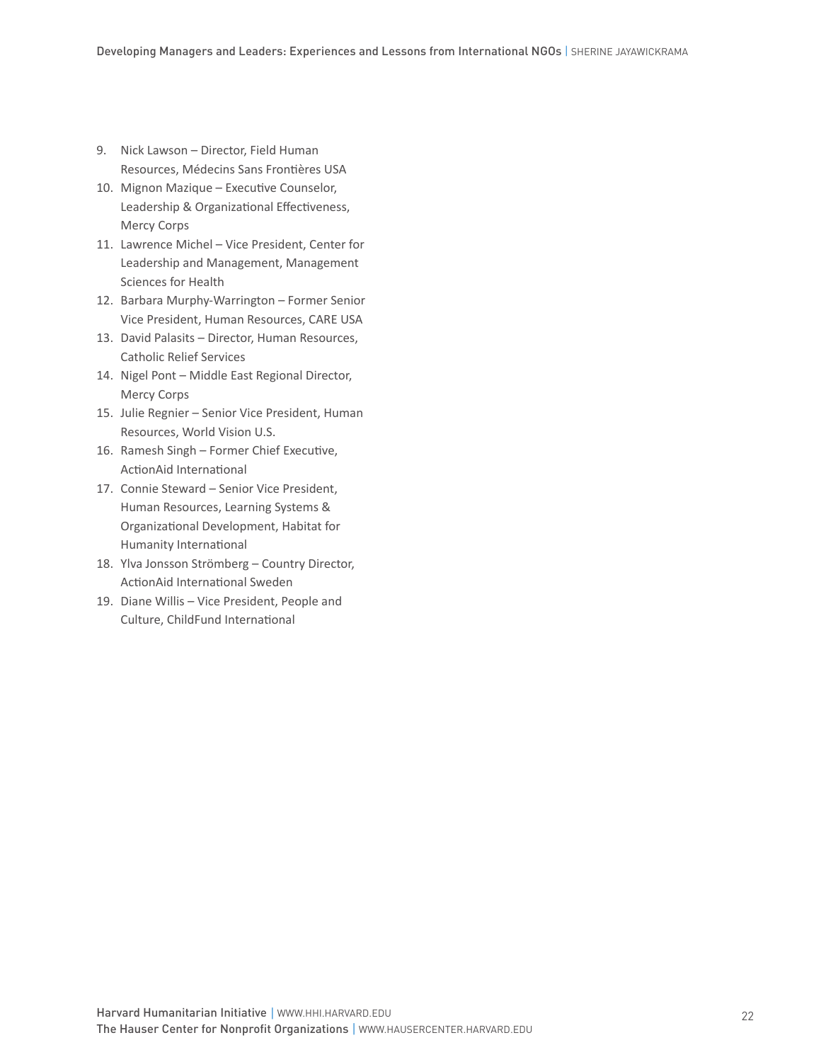9. Nick Lawson – Director, Field Human Resources, Médecins Sans Frontières USA
10. Mignon Mazique – Executive Counselor, Leadership & Organizational Effectiveness, Mercy Corps
11. Lawrence Michel – Vice President, Center for Leadership and Management, Management Sciences for Health
12. Barbara Murphy-Warrington – Former Senior Vice President, Human Resources, CARE USA
13. David Palasits – Director, Human Resources, Catholic Relief Services
14. Nigel Pont – Middle East Regional Director, Mercy Corps
15. Julie Regnier – Senior Vice President, Human Resources, World Vision U.S.
16. Ramesh Singh – Former Chief Executive, ActionAid International
17. Connie Steward – Senior Vice President, Human Resources, Learning Systems & Organizational Development, Habitat for Humanity International
18. Ylva Jonsson Strömberg – Country Director, ActionAid International Sweden
19. Diane Willis – Vice President, People and Culture, ChildFund International